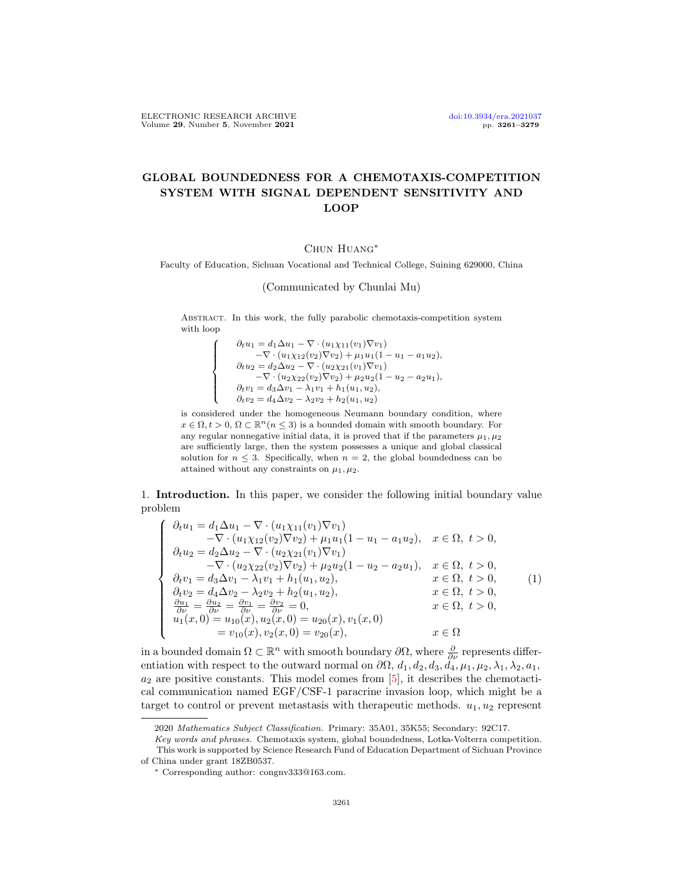# GLOBAL BOUNDEDNESS FOR A CHEMOTAXIS-COMPETITION SYSTEM WITH SIGNAL DEPENDENT SENSITIVITY AND LOOP

Chun Huang*

Faculty of Education, Sichuan Vocational and Technical College, Suining 629000, China

(Communicated by Chunlai Mu)

Abstract. In this work, the fully parabolic chemotaxis-competition system with loop

$$
\begin{cases}
\partial_t u_1 = d_1 \Delta u_1 - \nabla \cdot (u_1 \chi_{11}(v_1) \nabla v_1) \\
\qquad - \nabla \cdot (u_1 \chi_{12}(v_2) \nabla v_2) + \mu_1 u_1 (1 - u_1 - a_1 u_2), \\
\partial_t u_2 = d_2 \Delta u_2 - \nabla \cdot (u_2 \chi_{21}(v_1) \nabla v_1) \\
\qquad - \nabla \cdot (u_2 \chi_{22}(v_2) \nabla v_2) + \mu_2 u_2 (1 - u_2 - a_2 u_1), \\
\partial_t v_1 = d_3 \Delta v_1 - \lambda_1 v_1 + h_1(u_1, u_2), \\
\partial_t v_2 = d_4 \Delta v_2 - \lambda_2 v_2 + h_2(u_1, u_2)
\end{cases}
$$

is considered under the homogeneous Neumann boundary condition, where $x \in \Omega, t > 0$, $\Omega \subset \mathbb{R}^n (n \leq 3)$ is a bounded domain with smooth boundary. For any regular nonnegative initial data, it is proved that if the parameters $\mu_1, \mu_2$ are sufficiently large, then the system possesses a unique and global classical solution for $n \leq 3$. Specifically, when $n = 2$, the global boundedness can be attained without any constraints on $\mu_1, \mu_2$.

## 1. Introduction.

In this paper, we consider the following initial boundary value problem

$$
\begin{cases}
\partial_t u_1 = d_1 \Delta u_1 - \nabla \cdot (u_1 \chi_{11}(v_1) \nabla v_1) \\
\qquad - \nabla \cdot (u_1 \chi_{12}(v_2) \nabla v_2) + \mu_1 u_1 (1 - u_1 - a_1 u_2), & x \in \Omega,\ t > 0, \\
\partial_t u_2 = d_2 \Delta u_2 - \nabla \cdot (u_2 \chi_{21}(v_1) \nabla v_1) \\
\qquad - \nabla \cdot (u_2 \chi_{22}(v_2) \nabla v_2) + \mu_2 u_2 (1 - u_2 - a_2 u_1), & x \in \Omega,\ t > 0, \\
\partial_t v_1 = d_3 \Delta v_1 - \lambda_1 v_1 + h_1(u_1, u_2), & x \in \Omega,\ t > 0, \\
\partial_t v_2 = d_4 \Delta v_2 - \lambda_2 v_2 + h_2(u_1, u_2), & x \in \Omega,\ t > 0, \\
\frac{\partial u_1}{\partial \nu} = \frac{\partial u_2}{\partial \nu} = \frac{\partial v_1}{\partial \nu} = \frac{\partial v_2}{\partial \nu} = 0, & x \in \Omega,\ t > 0, \\
u_1(x,0) = u_{10}(x), u_2(x,0) = u_{20}(x), v_1(x,0) \\
\qquad = v_{10}(x), v_2(x,0) = v_{20}(x), & x \in \Omega
\end{cases}
\tag{1}
$$

in a bounded domain $\Omega \subset \mathbb{R}^n$ with smooth boundary $\partial\Omega$, where $\frac{\partial}{\partial \nu}$ represents differentiation with respect to the outward normal on $\partial\Omega$, $d_1, d_2, d_3, d_4, \mu_1, \mu_2, \lambda_1, \lambda_2, a_1, a_2$ are positive constants. This model comes from [5], it describes the chemotactical communication named EGF/CSF-1 paracrine invasion loop, which might be a target to control or prevent metastasis with therapeutic methods. $u_1, u_2$ represent

---

2020 *Mathematics Subject Classification.* Primary: 35A01, 35K55; Secondary: 92C17.

*Key words and phrases.* Chemotaxis system, global boundedness, Lotka-Volterra competition.

This work is supported by Science Research Fund of Education Department of Sichuan Province of China under grant 18ZB0537.

\* Corresponding author: congnv333@163.com.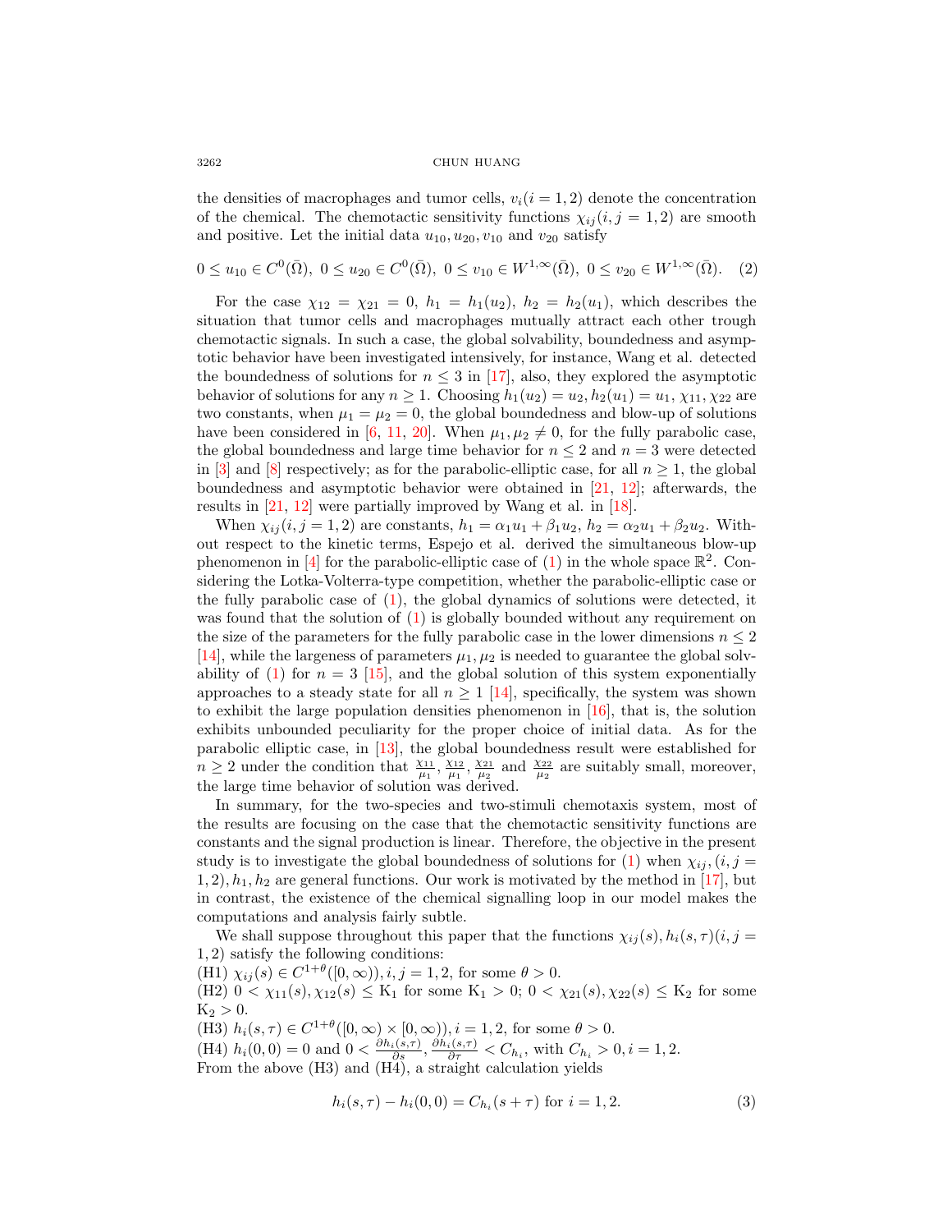the densities of macrophages and tumor cells, $v_i (i = 1, 2)$ denote the concentration of the chemical. The chemotactic sensitivity functions $\chi_{ij} (i, j = 1, 2)$ are smooth and positive. Let the initial data $u_{10}, u_{20}, v_{10}$ and $v_{20}$ satisfy

$$0 \leq u_{10} \in C^0(\bar{\Omega}),\ 0 \leq u_{20} \in C^0(\bar{\Omega}),\ 0 \leq v_{10} \in W^{1,\infty}(\bar{\Omega}),\ 0 \leq v_{20} \in W^{1,\infty}(\bar{\Omega}). \quad (2)$$

For the case $\chi_{12} = \chi_{21} = 0$, $h_1 = h_1(u_2)$, $h_2 = h_2(u_1)$, which describes the situation that tumor cells and macrophages mutually attract each other trough chemotactic signals. In such a case, the global solvability, boundedness and asymptotic behavior have been investigated intensively, for instance, Wang et al. detected the boundedness of solutions for $n \leq 3$ in [17], also, they explored the asymptotic behavior of solutions for any $n \geq 1$. Choosing $h_1(u_2) = u_2, h_2(u_1) = u_1$, $\chi_{11}, \chi_{22}$ are two constants, when $\mu_1 = \mu_2 = 0$, the global boundedness and blow-up of solutions have been considered in [6, 11, 20]. When $\mu_1, \mu_2 \neq 0$, for the fully parabolic case, the global boundedness and large time behavior for $n \leq 2$ and $n = 3$ were detected in [3] and [8] respectively; as for the parabolic-elliptic case, for all $n \geq 1$, the global boundedness and asymptotic behavior were obtained in [21, 12]; afterwards, the results in [21, 12] were partially improved by Wang et al. in [18].

When $\chi_{ij} (i, j = 1, 2)$ are constants, $h_1 = \alpha_1 u_1 + \beta_1 u_2$, $h_2 = \alpha_2 u_1 + \beta_2 u_2$. Without respect to the kinetic terms, Espejo et al. derived the simultaneous blow-up phenomenon in [4] for the parabolic-elliptic case of (1) in the whole space $\mathbb{R}^2$. Considering the Lotka-Volterra-type competition, whether the parabolic-elliptic case or the fully parabolic case of (1), the global dynamics of solutions were detected, it was found that the solution of (1) is globally bounded without any requirement on the size of the parameters for the fully parabolic case in the lower dimensions $n \leq 2$ [14], while the largeness of parameters $\mu_1, \mu_2$ is needed to guarantee the global solvability of (1) for $n = 3$ [15], and the global solution of this system exponentially approaches to a steady state for all $n \geq 1$ [14], specifically, the system was shown to exhibit the large population densities phenomenon in [16], that is, the solution exhibits unbounded peculiarity for the proper choice of initial data. As for the parabolic elliptic case, in [13], the global boundedness result were established for $n \geq 2$ under the condition that $\frac{\chi_{11}}{\mu_1}, \frac{\chi_{12}}{\mu_1}, \frac{\chi_{21}}{\mu_2}$ and $\frac{\chi_{22}}{\mu_2}$ are suitably small, moreover, the large time behavior of solution was derived.

In summary, for the two-species and two-stimuli chemotaxis system, most of the results are focusing on the case that the chemotactic sensitivity functions are constants and the signal production is linear. Therefore, the objective in the present study is to investigate the global boundedness of solutions for (1) when $\chi_{ij}, (i, j = 1, 2), h_1, h_2$ are general functions. Our work is motivated by the method in [17], but in contrast, the existence of the chemical signalling loop in our model makes the computations and analysis fairly subtle.

We shall suppose throughout this paper that the functions $\chi_{ij}(s), h_i(s, \tau) (i, j = 1, 2)$ satisfy the following conditions:
(H1) $\chi_{ij}(s) \in C^{1+\theta}([0, \infty)), i, j = 1, 2$, for some $\theta > 0$.
(H2) $0 < \chi_{11}(s), \chi_{12}(s) \leq \mathrm{K}_1$ for some $\mathrm{K}_1 > 0$; $0 < \chi_{21}(s), \chi_{22}(s) \leq \mathrm{K}_2$ for some $\mathrm{K}_2 > 0$.
(H3) $h_i(s, \tau) \in C^{1+\theta}([0, \infty) \times [0, \infty)), i = 1, 2$, for some $\theta > 0$.
(H4) $h_i(0, 0) = 0$ and $0 < \frac{\partial h_i(s,\tau)}{\partial s}, \frac{\partial h_i(s,\tau)}{\partial \tau} < C_{h_i}$, with $C_{h_i} > 0, i = 1, 2$.
From the above (H3) and (H4), a straight calculation yields

$$h_i(s, \tau) - h_i(0, 0) = C_{h_i}(s + \tau) \text{ for } i = 1, 2. \quad (3)$$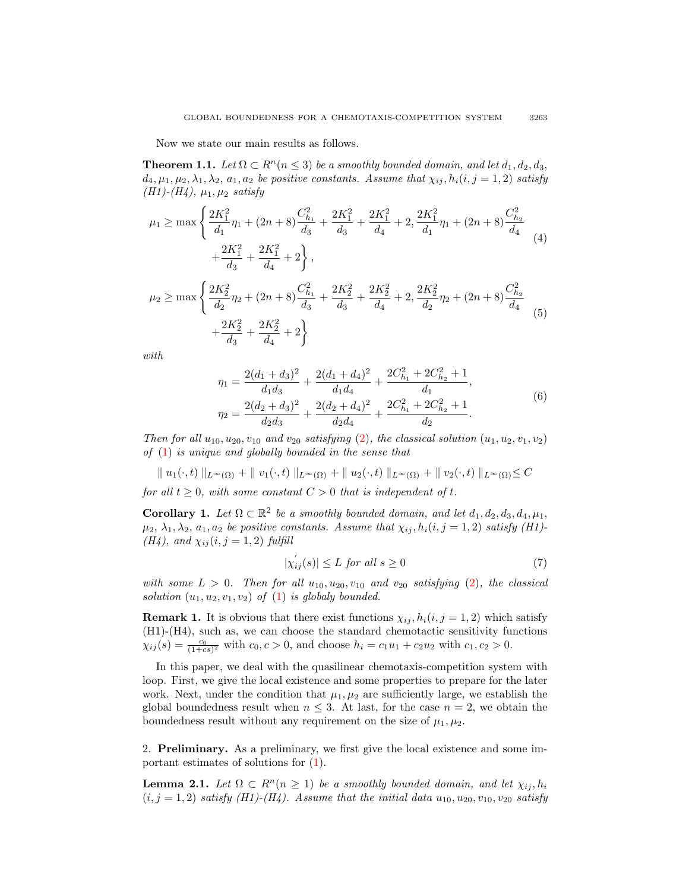Now we state our main results as follows.

**Theorem 1.1.** *Let $\Omega \subset R^n (n \leq 3)$ be a smoothly bounded domain, and let $d_1, d_2, d_3, d_4, \mu_1, \mu_2, \lambda_1, \lambda_2, a_1, a_2$ be positive constants. Assume that $\chi_{ij}, h_i (i, j = 1, 2)$ satisfy (H1)-(H4), $\mu_1, \mu_2$ satisfy*

$$\mu_1 \geq \max\left\{ \frac{2K_1^2}{d_1}\eta_1 + (2n+8)\frac{C_{h_1}^2}{d_3} + \frac{2K_1^2}{d_3} + \frac{2K_1^2}{d_4} + 2, \frac{2K_1^2}{d_1}\eta_1 + (2n+8)\frac{C_{h_2}^2}{d_4} + \frac{2K_1^2}{d_3} + \frac{2K_1^2}{d_4} + 2 \right\}, \tag{4}$$

$$\mu_2 \geq \max\left\{ \frac{2K_2^2}{d_2}\eta_2 + (2n+8)\frac{C_{h_1}^2}{d_3} + \frac{2K_2^2}{d_3} + \frac{2K_2^2}{d_4} + 2, \frac{2K_2^2}{d_2}\eta_2 + (2n+8)\frac{C_{h_2}^2}{d_4} + \frac{2K_2^2}{d_3} + \frac{2K_2^2}{d_4} + 2 \right\} \tag{5}$$

*with*

$$\begin{aligned} \eta_1 &= \frac{2(d_1+d_3)^2}{d_1 d_3} + \frac{2(d_1+d_4)^2}{d_1 d_4} + \frac{2C_{h_1}^2 + 2C_{h_2}^2 + 1}{d_1}, \\ \eta_2 &= \frac{2(d_2+d_3)^2}{d_2 d_3} + \frac{2(d_2+d_4)^2}{d_2 d_4} + \frac{2C_{h_1}^2 + 2C_{h_2}^2 + 1}{d_2}. \end{aligned} \tag{6}$$

*Then for all $u_{10}, u_{20}, v_{10}$ and $v_{20}$ satisfying (2), the classical solution $(u_1, u_2, v_1, v_2)$ of (1) is unique and globally bounded in the sense that*

$$\| u_1(\cdot,t) \|_{L^\infty(\Omega)} + \| v_1(\cdot,t) \|_{L^\infty(\Omega)} + \| u_2(\cdot,t) \|_{L^\infty(\Omega)} + \| v_2(\cdot,t) \|_{L^\infty(\Omega)} \leq C$$

*for all $t \geq 0$, with some constant $C > 0$ that is independent of $t$.*

**Corollary 1.** *Let $\Omega \subset \mathbb{R}^2$ be a smoothly bounded domain, and let $d_1, d_2, d_3, d_4, \mu_1, \mu_2, \lambda_1, \lambda_2, a_1, a_2$ be positive constants. Assume that $\chi_{ij}, h_i (i, j = 1, 2)$ satisfy (H1)-(H4), and $\chi_{ij} (i, j = 1, 2)$ fulfill*

$$|\chi_{ij}^{'}(s)| \leq L \text{ for all } s \geq 0 \tag{7}$$

*with some $L > 0$. Then for all $u_{10}, u_{20}, v_{10}$ and $v_{20}$ satisfying (2), the classical solution $(u_1, u_2, v_1, v_2)$ of (1) is globaly bounded.*

**Remark 1.** It is obvious that there exist functions $\chi_{ij}, h_i (i, j = 1, 2)$ which satisfy (H1)-(H4), such as, we can choose the standard chemotactic sensitivity functions $\chi_{ij}(s) = \frac{c_0}{(1+cs)^2}$ with $c_0, c > 0$, and choose $h_i = c_1 u_1 + c_2 u_2$ with $c_1, c_2 > 0$.

In this paper, we deal with the quasilinear chemotaxis-competition system with loop. First, we give the local existence and some properties to prepare for the later work. Next, under the condition that $\mu_1, \mu_2$ are sufficiently large, we establish the global boundedness result when $n \leq 3$. At last, for the case $n = 2$, we obtain the boundedness result without any requirement on the size of $\mu_1, \mu_2$.

## 2. Preliminary.

As a preliminary, we first give the local existence and some important estimates of solutions for (1).

**Lemma 2.1.** *Let $\Omega \subset R^n (n \geq 1)$ be a smoothly bounded domain, and let $\chi_{ij}, h_i$ $(i, j = 1, 2)$ satisfy (H1)-(H4). Assume that the initial data $u_{10}, u_{20}, v_{10}, v_{20}$ satisfy*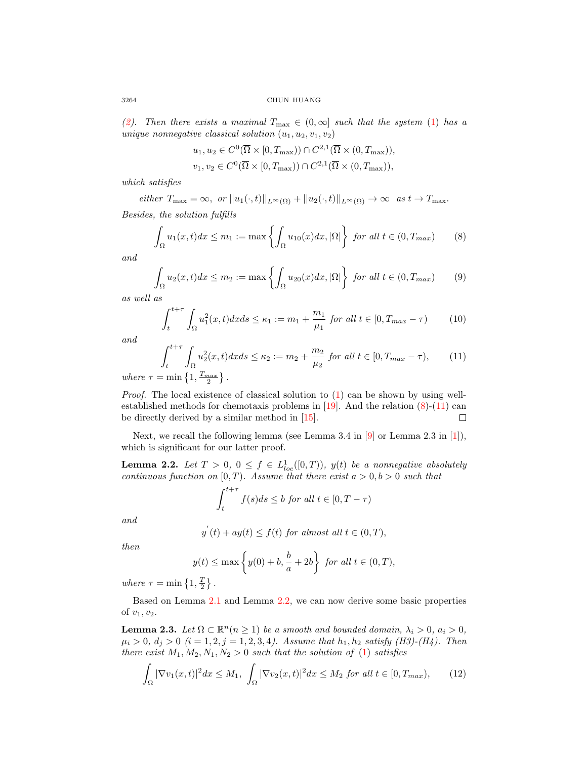(2). *Then there exists a maximal* $T_{\max} \in (0, \infty]$ *such that the system* (1) *has a unique nonnegative classical solution* $(u_1, u_2, v_1, v_2)$

$$u_1, u_2 \in C^0(\overline{\Omega} \times [0, T_{\max})) \cap C^{2,1}(\overline{\Omega} \times (0, T_{\max})),$$
$$v_1, v_2 \in C^0(\overline{\Omega} \times [0, T_{\max})) \cap C^{2,1}(\overline{\Omega} \times (0, T_{\max})),$$

*which satisfies*

$$\text{either } T_{\max} = \infty, \text{ or } ||u_1(\cdot, t)||_{L^\infty(\Omega)} + ||u_2(\cdot, t)||_{L^\infty(\Omega)} \to \infty \text{ as } t \to T_{\max}.$$

*Besides, the solution fulfills*

$$\int_\Omega u_1(x,t)dx \le m_1 := \max\left\{ \int_\Omega u_{10}(x)dx, |\Omega| \right\} \text{ for all } t \in (0, T_{max}) \tag{8}$$

*and*

$$\int_\Omega u_2(x,t)dx \le m_2 := \max\left\{ \int_\Omega u_{20}(x)dx, |\Omega| \right\} \text{ for all } t \in (0, T_{max}) \tag{9}$$

*as well as*

$$\int_t^{t+\tau} \int_\Omega u_1^2(x,t)dxds \le \kappa_1 := m_1 + \frac{m_1}{\mu_1} \text{ for all } t \in [0, T_{max} - \tau) \tag{10}$$

*and*

$$\int_t^{t+\tau} \int_\Omega u_2^2(x,t)dxds \le \kappa_2 := m_2 + \frac{m_2}{\mu_2} \text{ for all } t \in [0, T_{max} - \tau), \tag{11}$$

*where* $\tau = \min\left\{1, \frac{T_{max}}{2}\right\}$.

*Proof.* The local existence of classical solution to (1) can be shown by using well-established methods for chemotaxis problems in [19]. And the relation (8)-(11) can be directly derived by a similar method in [15]. $\square$

Next, we recall the following lemma (see Lemma 3.4 in [9] or Lemma 2.3 in [1]), which is significant for our latter proof.

**Lemma 2.2.** *Let* $T > 0$, $0 \le f \in L^1_{loc}([0,T))$, $y(t)$ *be a nonnegative absolutely continuous function on* $[0,T)$. *Assume that there exist* $a > 0, b > 0$ *such that*

$$\int_t^{t+\tau} f(s)ds \le b \text{ for all } t \in [0, T - \tau)$$

*and*

$$y'(t) + ay(t) \le f(t) \text{ for almost all } t \in (0,T),$$

*then*

$$y(t) \le \max\left\{ y(0) + b, \frac{b}{a} + 2b \right\} \text{ for all } t \in (0,T),$$

*where* $\tau = \min\left\{1, \frac{T}{2}\right\}$.

Based on Lemma 2.1 and Lemma 2.2, we can now derive some basic properties of $v_1, v_2$.

**Lemma 2.3.** *Let* $\Omega \subset \mathbb{R}^n (n \ge 1)$ *be a smooth and bounded domain,* $\lambda_i > 0$, $a_i > 0$, $\mu_i > 0$, $d_j > 0$ $(i = 1, 2, j = 1, 2, 3, 4)$. *Assume that* $h_1, h_2$ *satisfy (H3)-(H4). Then there exist* $M_1, M_2, N_1, N_2 > 0$ *such that the solution of* (1) *satisfies*

$$\int_\Omega |\nabla v_1(x,t)|^2 dx \le M_1, \; \int_\Omega |\nabla v_2(x,t)|^2 dx \le M_2 \text{ for all } t \in [0, T_{max}), \tag{12}$$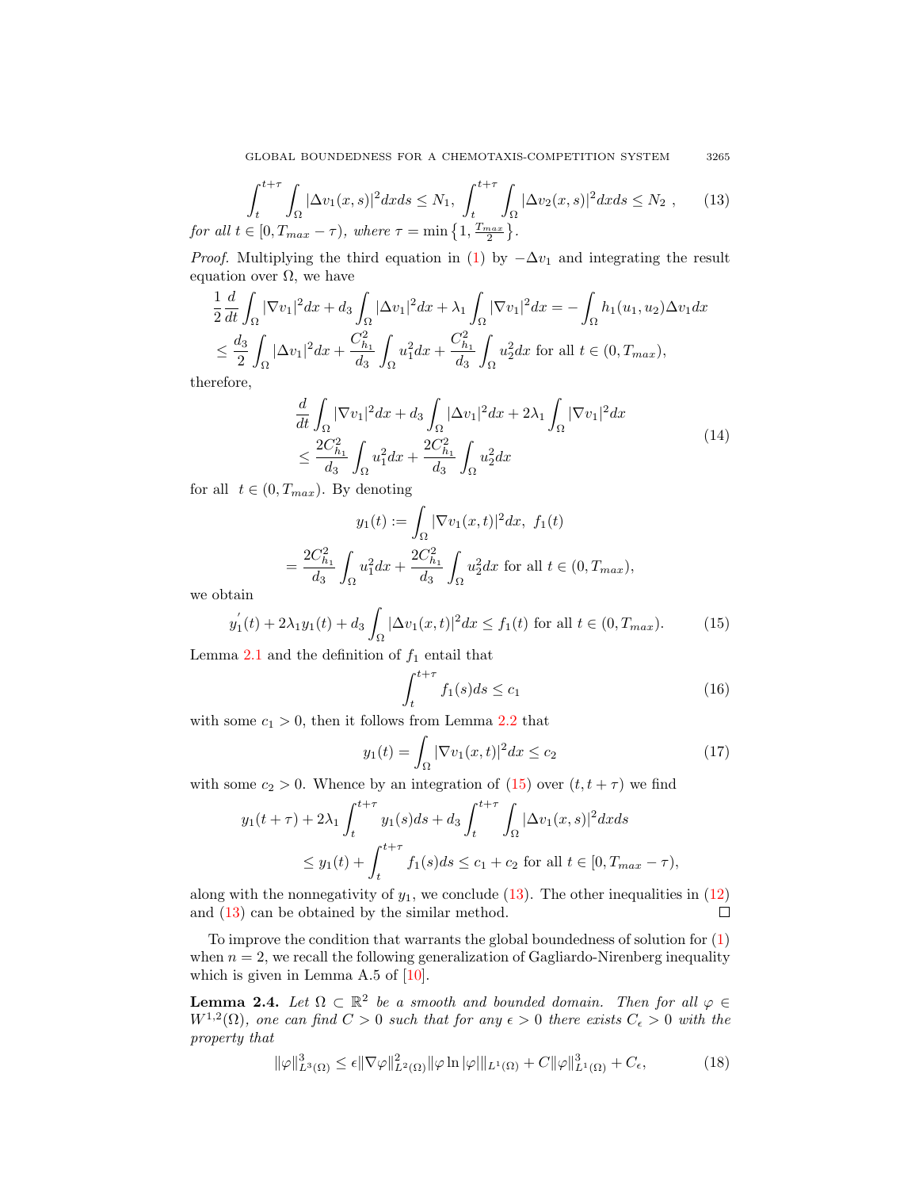$$\int_t^{t+\tau}\int_\Omega |\Delta v_1(x,s)|^2 dxds \le N_1,\ \int_t^{t+\tau}\int_\Omega |\Delta v_2(x,s)|^2 dxds \le N_2\ , \tag{13}$$

*for all* $t \in [0, T_{max} - \tau)$*, where* $\tau = \min\{1, \frac{T_{max}}{2}\}$.

*Proof.* Multiplying the third equation in (1) by $-\Delta v_1$ and integrating the result equation over $\Omega$, we have

$$\begin{aligned}
&\frac{1}{2}\frac{d}{dt}\int_\Omega |\nabla v_1|^2 dx + d_3 \int_\Omega |\Delta v_1|^2 dx + \lambda_1 \int_\Omega |\nabla v_1|^2 dx = -\int_\Omega h_1(u_1,u_2)\Delta v_1 dx \\
&\le \frac{d_3}{2}\int_\Omega |\Delta v_1|^2 dx + \frac{C_{h_1}^2}{d_3}\int_\Omega u_1^2 dx + \frac{C_{h_1}^2}{d_3}\int_\Omega u_2^2 dx \text{ for all } t \in (0, T_{max}),
\end{aligned}$$

therefore,

$$\begin{aligned}
&\frac{d}{dt}\int_\Omega |\nabla v_1|^2 dx + d_3 \int_\Omega |\Delta v_1|^2 dx + 2\lambda_1 \int_\Omega |\nabla v_1|^2 dx \\
&\le \frac{2C_{h_1}^2}{d_3}\int_\Omega u_1^2 dx + \frac{2C_{h_1}^2}{d_3}\int_\Omega u_2^2 dx
\end{aligned} \tag{14}$$

for all $t \in (0, T_{max})$. By denoting

$$\begin{aligned}
y_1(t) &:= \int_\Omega |\nabla v_1(x,t)|^2 dx,\ f_1(t) \\
&= \frac{2C_{h_1}^2}{d_3}\int_\Omega u_1^2 dx + \frac{2C_{h_1}^2}{d_3}\int_\Omega u_2^2 dx \text{ for all } t \in (0, T_{max}),
\end{aligned}$$

we obtain

$$y_1'(t) + 2\lambda_1 y_1(t) + d_3 \int_\Omega |\Delta v_1(x,t)|^2 dx \le f_1(t) \text{ for all } t \in (0, T_{max}). \tag{15}$$

Lemma 2.1 and the definition of $f_1$ entail that

$$\int_t^{t+\tau} f_1(s) ds \le c_1 \tag{16}$$

with some $c_1 > 0$, then it follows from Lemma 2.2 that

$$y_1(t) = \int_\Omega |\nabla v_1(x,t)|^2 dx \le c_2 \tag{17}$$

with some $c_2 > 0$. Whence by an integration of (15) over $(t, t+\tau)$ we find

$$\begin{aligned}
&y_1(t+\tau) + 2\lambda_1 \int_t^{t+\tau} y_1(s) ds + d_3 \int_t^{t+\tau}\int_\Omega |\Delta v_1(x,s)|^2 dxds \\
&\le y_1(t) + \int_t^{t+\tau} f_1(s) ds \le c_1 + c_2 \text{ for all } t \in [0, T_{max} - \tau),
\end{aligned}$$

along with the nonnegativity of $y_1$, we conclude (13). The other inequalities in (12) and (13) can be obtained by the similar method. □

To improve the condition that warrants the global boundedness of solution for (1) when $n = 2$, we recall the following generalization of Gagliardo-Nirenberg inequality which is given in Lemma A.5 of [10].

**Lemma 2.4.** *Let* $\Omega \subset \mathbb{R}^2$ *be a smooth and bounded domain. Then for all* $\varphi \in W^{1,2}(\Omega)$*, one can find* $C > 0$ *such that for any* $\epsilon > 0$ *there exists* $C_\epsilon > 0$ *with the property that*

$$\|\varphi\|_{L^3(\Omega)}^3 \le \epsilon \|\nabla\varphi\|_{L^2(\Omega)}^2 \|\varphi \ln|\varphi|\|_{L^1(\Omega)} + C\|\varphi\|_{L^1(\Omega)}^3 + C_\epsilon, \tag{18}$$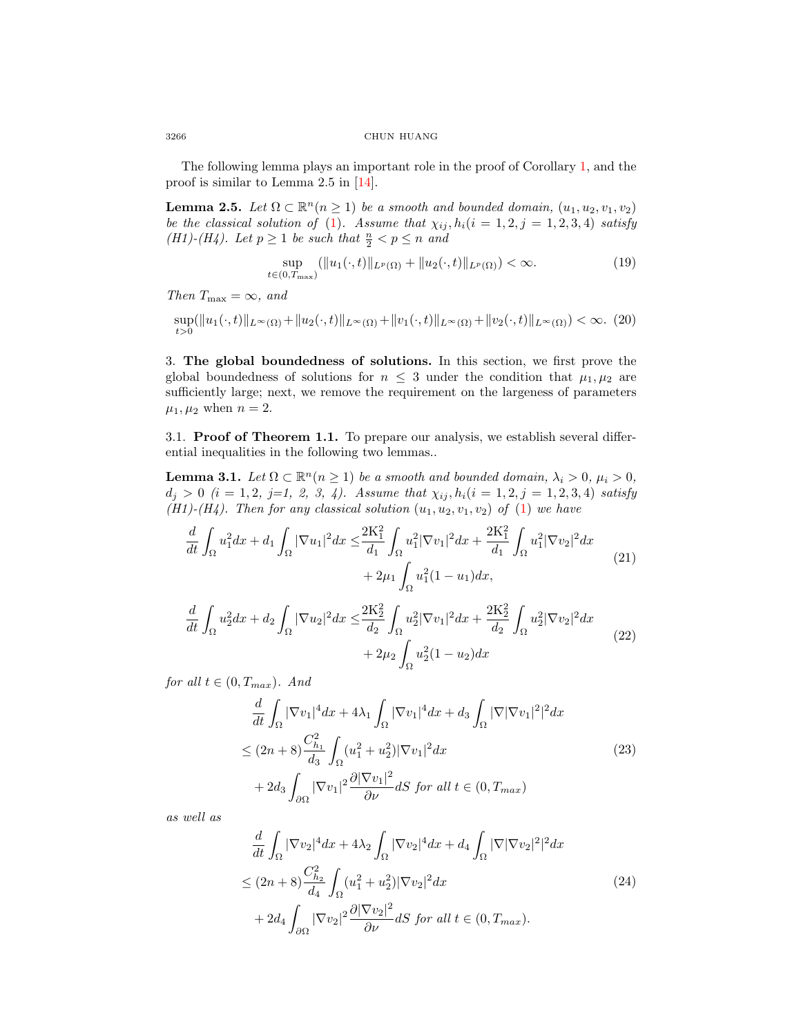The following lemma plays an important role in the proof of Corollary 1, and the proof is similar to Lemma 2.5 in [14].

**Lemma 2.5.** *Let $\Omega \subset \mathbb{R}^n (n \geq 1)$ be a smooth and bounded domain, $(u_1, u_2, v_1, v_2)$ be the classical solution of (1). Assume that $\chi_{ij}, h_i (i = 1, 2, j = 1, 2, 3, 4)$ satisfy (H1)-(H4). Let $p \geq 1$ be such that $\frac{n}{2} < p \leq n$ and*

$$\sup_{t\in(0,T_{\max})} (\|u_1(\cdot, t)\|_{L^p(\Omega)} + \|u_2(\cdot, t)\|_{L^p(\Omega)}) < \infty. \tag{19}$$

*Then $T_{\max} = \infty$, and*

$$\sup_{t>0}(\|u_1(\cdot, t)\|_{L^\infty(\Omega)} + \|u_2(\cdot, t)\|_{L^\infty(\Omega)} + \|v_1(\cdot, t)\|_{L^\infty(\Omega)} + \|v_2(\cdot, t)\|_{L^\infty(\Omega)}) < \infty. \tag{20}$$

## 3. The global boundedness of solutions.

In this section, we first prove the global boundedness of solutions for $n \leq 3$ under the condition that $\mu_1, \mu_2$ are sufficiently large; next, we remove the requirement on the largeness of parameters $\mu_1, \mu_2$ when $n = 2$.

### 3.1. Proof of Theorem 1.1.

To prepare our analysis, we establish several differential inequalities in the following two lemmas..

**Lemma 3.1.** *Let $\Omega \subset \mathbb{R}^n (n \geq 1)$ be a smooth and bounded domain, $\lambda_i > 0$, $\mu_i > 0$, $d_j > 0$ $(i = 1, 2,$ $j$=1, 2, 3, 4$)$. Assume that $\chi_{ij}, h_i (i = 1, 2, j = 1, 2, 3, 4)$ satisfy (H1)-(H4). Then for any classical solution $(u_1, u_2, v_1, v_2)$ of (1) we have*

$$\begin{aligned}\frac{d}{dt}\int_\Omega u_1^2 dx + d_1 \int_\Omega |\nabla u_1|^2 dx \leq & \frac{2\mathrm{K}_1^2}{d_1}\int_\Omega u_1^2|\nabla v_1|^2 dx + \frac{2\mathrm{K}_1^2}{d_1}\int_\Omega u_1^2|\nabla v_2|^2 dx \\ & + 2\mu_1 \int_\Omega u_1^2(1 - u_1)dx,\end{aligned} \tag{21}$$

$$\begin{aligned}\frac{d}{dt}\int_\Omega u_2^2 dx + d_2 \int_\Omega |\nabla u_2|^2 dx \leq & \frac{2\mathrm{K}_2^2}{d_2}\int_\Omega u_2^2|\nabla v_1|^2 dx + \frac{2\mathrm{K}_2^2}{d_2}\int_\Omega u_2^2|\nabla v_2|^2 dx \\ & + 2\mu_2 \int_\Omega u_2^2(1 - u_2)dx\end{aligned} \tag{22}$$

*for all $t \in (0, T_{max})$. And*

$$\begin{aligned}&\frac{d}{dt}\int_\Omega |\nabla v_1|^4 dx + 4\lambda_1 \int_\Omega |\nabla v_1|^4 dx + d_3 \int_\Omega |\nabla|\nabla v_1|^2|^2 dx \\ &\leq (2n + 8)\frac{C_{h_1}^2}{d_3}\int_\Omega (u_1^2 + u_2^2)|\nabla v_1|^2 dx \\ &\quad + 2d_3 \int_{\partial\Omega} |\nabla v_1|^2 \frac{\partial|\nabla v_1|^2}{\partial\nu} dS \text{ for all } t \in (0, T_{max})\end{aligned} \tag{23}$$

*as well as*

$$\begin{aligned}&\frac{d}{dt}\int_\Omega |\nabla v_2|^4 dx + 4\lambda_2 \int_\Omega |\nabla v_2|^4 dx + d_4 \int_\Omega |\nabla|\nabla v_2|^2|^2 dx \\ &\leq (2n + 8)\frac{C_{h_2}^2}{d_4}\int_\Omega (u_1^2 + u_2^2)|\nabla v_2|^2 dx \\ &\quad + 2d_4 \int_{\partial\Omega} |\nabla v_2|^2 \frac{\partial|\nabla v_2|^2}{\partial\nu} dS \text{ for all } t \in (0, T_{max}).\end{aligned} \tag{24}$$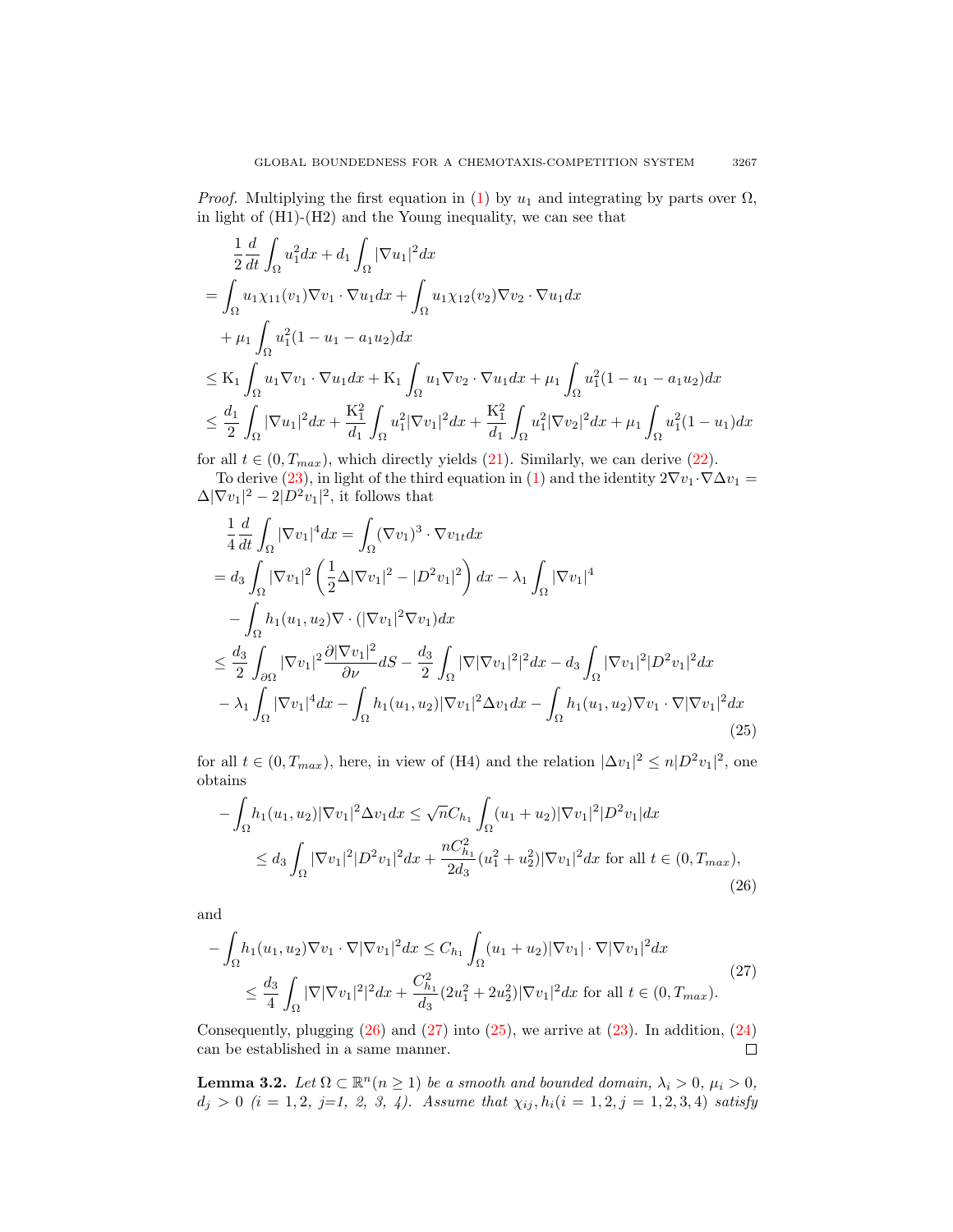*Proof.* Multiplying the first equation in (1) by $u_1$ and integrating by parts over $\Omega$, in light of (H1)-(H2) and the Young inequality, we can see that

$$
\begin{aligned}
&\frac{1}{2}\frac{d}{dt}\int_\Omega u_1^2 dx + d_1\int_\Omega |\nabla u_1|^2 dx\\
=&\int_\Omega u_1\chi_{11}(v_1)\nabla v_1\cdot\nabla u_1 dx + \int_\Omega u_1\chi_{12}(v_2)\nabla v_2\cdot\nabla u_1 dx\\
&+\mu_1\int_\Omega u_1^2(1-u_1-a_1u_2)dx\\
\le& \mathrm{K}_1\int_\Omega u_1\nabla v_1\cdot\nabla u_1 dx + \mathrm{K}_1\int_\Omega u_1\nabla v_2\cdot\nabla u_1 dx + \mu_1\int_\Omega u_1^2(1-u_1-a_1u_2)dx\\
\le& \frac{d_1}{2}\int_\Omega |\nabla u_1|^2 dx + \frac{\mathrm{K}_1^2}{d_1}\int_\Omega u_1^2|\nabla v_1|^2 dx + \frac{\mathrm{K}_1^2}{d_1}\int_\Omega u_1^2|\nabla v_2|^2 dx + \mu_1\int_\Omega u_1^2(1-u_1)dx
\end{aligned}
$$

for all $t\in(0,T_{max})$, which directly yields (21). Similarly, we can derive (22).

To derive (23), in light of the third equation in (1) and the identity $2\nabla v_1\cdot\nabla\Delta v_1 = \Delta|\nabla v_1|^2 - 2|D^2v_1|^2$, it follows that

$$
\begin{aligned}
&\frac{1}{4}\frac{d}{dt}\int_\Omega |\nabla v_1|^4 dx = \int_\Omega (\nabla v_1)^3\cdot\nabla v_{1t}dx\\
=& d_3\int_\Omega |\nabla v_1|^2\left(\frac{1}{2}\Delta|\nabla v_1|^2 - |D^2v_1|^2\right)dx - \lambda_1\int_\Omega |\nabla v_1|^4\\
&-\int_\Omega h_1(u_1,u_2)\nabla\cdot(|\nabla v_1|^2\nabla v_1)dx\\
\le& \frac{d_3}{2}\int_{\partial\Omega}|\nabla v_1|^2\frac{\partial|\nabla v_1|^2}{\partial\nu}dS - \frac{d_3}{2}\int_\Omega |\nabla|\nabla v_1|^2|^2 dx - d_3\int_\Omega |\nabla v_1|^2|D^2v_1|^2 dx\\
&-\lambda_1\int_\Omega |\nabla v_1|^4 dx - \int_\Omega h_1(u_1,u_2)|\nabla v_1|^2\Delta v_1 dx - \int_\Omega h_1(u_1,u_2)\nabla v_1\cdot\nabla|\nabla v_1|^2 dx
\end{aligned}
\tag{25}
$$

for all $t\in(0,T_{max})$, here, in view of (H4) and the relation $|\Delta v_1|^2\le n|D^2v_1|^2$, one obtains

$$
\begin{aligned}
&-\int_\Omega h_1(u_1,u_2)|\nabla v_1|^2\Delta v_1 dx \le \sqrt{n}C_{h_1}\int_\Omega (u_1+u_2)|\nabla v_1|^2|D^2v_1|dx\\
&\quad\le d_3\int_\Omega |\nabla v_1|^2|D^2v_1|^2 dx + \frac{nC_{h_1}^2}{2d_3}(u_1^2+u_2^2)|\nabla v_1|^2 dx \text{ for all } t\in(0,T_{max}),
\end{aligned}
\tag{26}
$$

and

$$
\begin{aligned}
&-\int_\Omega h_1(u_1,u_2)\nabla v_1\cdot\nabla|\nabla v_1|^2 dx \le C_{h_1}\int_\Omega (u_1+u_2)|\nabla v_1|\cdot\nabla|\nabla v_1|^2 dx\\
&\quad\le \frac{d_3}{4}\int_\Omega |\nabla|\nabla v_1|^2|^2 dx + \frac{C_{h_1}^2}{d_3}(2u_1^2+2u_2^2)|\nabla v_1|^2 dx \text{ for all } t\in(0,T_{max}).
\end{aligned}
\tag{27}
$$

Consequently, plugging (26) and (27) into (25), we arrive at (23). In addition, (24) can be established in a same manner. $\square$

**Lemma 3.2.** *Let $\Omega\subset\mathbb{R}^n (n\ge 1)$ be a smooth and bounded domain, $\lambda_i>0$, $\mu_i>0$, $d_j>0$ ($i=1,2$, $j$=1, 2, 3, 4). Assume that $\chi_{ij}, h_i (i=1,2, j=1,2,3,4)$ satisfy*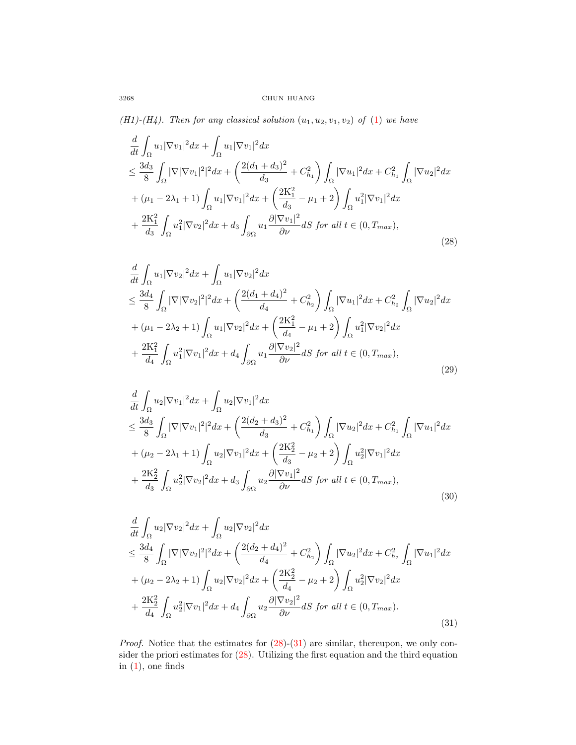*(H1)-(H4). Then for any classical solution $(u_1, u_2, v_1, v_2)$ of (1) we have*

$$
\begin{aligned}
&\frac{d}{dt}\int_\Omega u_1|\nabla v_1|^2dx + \int_\Omega u_1|\nabla v_1|^2dx \\
&\le \frac{3d_3}{8}\int_\Omega |\nabla|\nabla v_1|^2|^2dx + \left(\frac{2(d_1+d_3)^2}{d_3} + C_{h_1}^2\right)\int_\Omega |\nabla u_1|^2dx + C_{h_1}^2\int_\Omega |\nabla u_2|^2dx \\
&+ (\mu_1 - 2\lambda_1 + 1)\int_\Omega u_1|\nabla v_1|^2dx + \left(\frac{2\mathrm{K}_1^2}{d_3} - \mu_1 + 2\right)\int_\Omega u_1^2|\nabla v_1|^2dx \\
&+ \frac{2\mathrm{K}_1^2}{d_3}\int_\Omega u_1^2|\nabla v_2|^2dx + d_3\int_{\partial\Omega} u_1\frac{\partial|\nabla v_1|^2}{\partial\nu}dS \text{ for all } t\in(0,T_{max}),
\end{aligned}
\tag{28}
$$

$$
\begin{aligned}
&\frac{d}{dt}\int_\Omega u_1|\nabla v_2|^2dx + \int_\Omega u_1|\nabla v_2|^2dx \\
&\le \frac{3d_4}{8}\int_\Omega |\nabla|\nabla v_2|^2|^2dx + \left(\frac{2(d_1+d_4)^2}{d_4} + C_{h_2}^2\right)\int_\Omega |\nabla u_1|^2dx + C_{h_2}^2\int_\Omega |\nabla u_2|^2dx \\
&+ (\mu_1 - 2\lambda_2 + 1)\int_\Omega u_1|\nabla v_2|^2dx + \left(\frac{2\mathrm{K}_1^2}{d_4} - \mu_1 + 2\right)\int_\Omega u_1^2|\nabla v_2|^2dx \\
&+ \frac{2\mathrm{K}_1^2}{d_4}\int_\Omega u_1^2|\nabla v_1|^2dx + d_4\int_{\partial\Omega} u_1\frac{\partial|\nabla v_2|^2}{\partial\nu}dS \text{ for all } t\in(0,T_{max}),
\end{aligned}
\tag{29}
$$

$$
\begin{aligned}
&\frac{d}{dt}\int_\Omega u_2|\nabla v_1|^2dx + \int_\Omega u_2|\nabla v_1|^2dx \\
&\le \frac{3d_3}{8}\int_\Omega |\nabla|\nabla v_1|^2|^2dx + \left(\frac{2(d_2+d_3)^2}{d_3} + C_{h_1}^2\right)\int_\Omega |\nabla u_2|^2dx + C_{h_1}^2\int_\Omega |\nabla u_1|^2dx \\
&+ (\mu_2 - 2\lambda_1 + 1)\int_\Omega u_2|\nabla v_1|^2dx + \left(\frac{2\mathrm{K}_2^2}{d_3} - \mu_2 + 2\right)\int_\Omega u_2^2|\nabla v_1|^2dx \\
&+ \frac{2\mathrm{K}_2^2}{d_3}\int_\Omega u_2^2|\nabla v_2|^2dx + d_3\int_{\partial\Omega} u_2\frac{\partial|\nabla v_1|^2}{\partial\nu}dS \text{ for all } t\in(0,T_{max}),
\end{aligned}
\tag{30}
$$

$$
\begin{aligned}
&\frac{d}{dt}\int_\Omega u_2|\nabla v_2|^2dx + \int_\Omega u_2|\nabla v_2|^2dx \\
&\le \frac{3d_4}{8}\int_\Omega |\nabla|\nabla v_2|^2|^2dx + \left(\frac{2(d_2+d_4)^2}{d_4} + C_{h_2}^2\right)\int_\Omega |\nabla u_2|^2dx + C_{h_2}^2\int_\Omega |\nabla u_1|^2dx \\
&+ (\mu_2 - 2\lambda_2 + 1)\int_\Omega u_2|\nabla v_2|^2dx + \left(\frac{2\mathrm{K}_2^2}{d_4} - \mu_2 + 2\right)\int_\Omega u_2^2|\nabla v_2|^2dx \\
&+ \frac{2\mathrm{K}_2^2}{d_4}\int_\Omega u_2^2|\nabla v_1|^2dx + d_4\int_{\partial\Omega} u_2\frac{\partial|\nabla v_2|^2}{\partial\nu}dS \text{ for all } t\in(0,T_{max}).
\end{aligned}
\tag{31}
$$

*Proof.* Notice that the estimates for (28)-(31) are similar, thereupon, we only consider the priori estimates for (28). Utilizing the first equation and the third equation in (1), one finds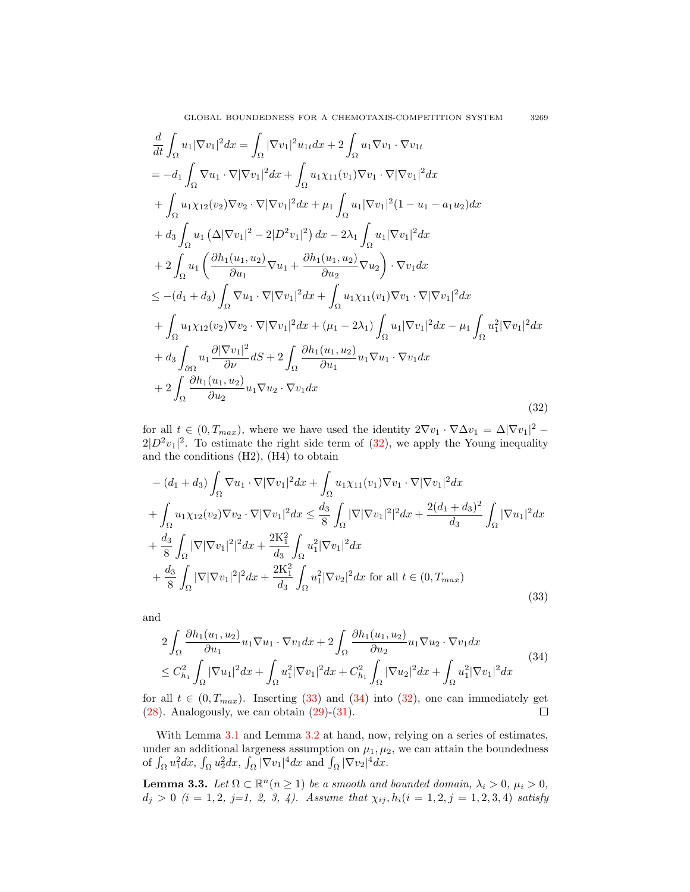$$
\begin{aligned}
&\frac{d}{dt}\int_\Omega u_1|\nabla v_1|^2dx = \int_\Omega |\nabla v_1|^2 u_{1t}dx + 2\int_\Omega u_1\nabla v_1\cdot\nabla v_{1t} \\
&= -d_1\int_\Omega \nabla u_1\cdot\nabla|\nabla v_1|^2dx + \int_\Omega u_1\chi_{11}(v_1)\nabla v_1\cdot\nabla|\nabla v_1|^2dx \\
&\quad + \int_\Omega u_1\chi_{12}(v_2)\nabla v_2\cdot\nabla|\nabla v_1|^2dx + \mu_1\int_\Omega u_1|\nabla v_1|^2(1-u_1-a_1u_2)dx \\
&\quad + d_3\int_\Omega u_1\left(\Delta|\nabla v_1|^2 - 2|D^2v_1|^2\right)dx - 2\lambda_1\int_\Omega u_1|\nabla v_1|^2dx \\
&\quad + 2\int_\Omega u_1\left(\frac{\partial h_1(u_1,u_2)}{\partial u_1}\nabla u_1 + \frac{\partial h_1(u_1,u_2)}{\partial u_2}\nabla u_2\right)\cdot\nabla v_1dx \\
&\le -(d_1+d_3)\int_\Omega \nabla u_1\cdot\nabla|\nabla v_1|^2dx + \int_\Omega u_1\chi_{11}(v_1)\nabla v_1\cdot\nabla|\nabla v_1|^2dx \\
&\quad + \int_\Omega u_1\chi_{12}(v_2)\nabla v_2\cdot\nabla|\nabla v_1|^2dx + (\mu_1-2\lambda_1)\int_\Omega u_1|\nabla v_1|^2dx - \mu_1\int_\Omega u_1^2|\nabla v_1|^2dx \\
&\quad + d_3\int_{\partial\Omega} u_1\frac{\partial|\nabla v_1|^2}{\partial\nu}dS + 2\int_\Omega \frac{\partial h_1(u_1,u_2)}{\partial u_1}u_1\nabla u_1\cdot\nabla v_1dx \\
&\quad + 2\int_\Omega \frac{\partial h_1(u_1,u_2)}{\partial u_2}u_1\nabla u_2\cdot\nabla v_1dx
\end{aligned} \tag{32}
$$

for all $t\in(0,T_{max})$, where we have used the identity $2\nabla v_1\cdot\nabla\Delta v_1 = \Delta|\nabla v_1|^2 - 2|D^2v_1|^2$. To estimate the right side term of (32), we apply the Young inequality and the conditions (H2), (H4) to obtain

$$
\begin{aligned}
&-(d_1+d_3)\int_\Omega \nabla u_1\cdot\nabla|\nabla v_1|^2dx + \int_\Omega u_1\chi_{11}(v_1)\nabla v_1\cdot\nabla|\nabla v_1|^2dx \\
&+\int_\Omega u_1\chi_{12}(v_2)\nabla v_2\cdot\nabla|\nabla v_1|^2dx \le \frac{d_3}{8}\int_\Omega |\nabla|\nabla v_1|^2|^2dx + \frac{2(d_1+d_3)^2}{d_3}\int_\Omega|\nabla u_1|^2dx \\
&+\frac{d_3}{8}\int_\Omega |\nabla|\nabla v_1|^2|^2dx + \frac{2\mathrm{K}_1^2}{d_3}\int_\Omega u_1^2|\nabla v_1|^2dx \\
&+\frac{d_3}{8}\int_\Omega |\nabla|\nabla v_1|^2|^2dx + \frac{2\mathrm{K}_1^2}{d_3}\int_\Omega u_1^2|\nabla v_2|^2dx \text{ for all } t\in(0,T_{max})
\end{aligned} \tag{33}
$$

and

$$
\begin{aligned}
&2\int_\Omega \frac{\partial h_1(u_1,u_2)}{\partial u_1}u_1\nabla u_1\cdot\nabla v_1dx + 2\int_\Omega \frac{\partial h_1(u_1,u_2)}{\partial u_2}u_1\nabla u_2\cdot\nabla v_1dx \\
&\le C_{h_1}^2\int_\Omega|\nabla u_1|^2dx + \int_\Omega u_1^2|\nabla v_1|^2dx + C_{h_1}^2\int_\Omega|\nabla u_2|^2dx + \int_\Omega u_1^2|\nabla v_1|^2dx
\end{aligned} \tag{34}
$$

for all $t\in(0,T_{max})$. Inserting (33) and (34) into (32), one can immediately get (28). Analogously, we can obtain (29)-(31). □

With Lemma 3.1 and Lemma 3.2 at hand, now, relying on a series of estimates, under an additional largeness assumption on $\mu_1,\mu_2$, we can attain the boundedness of $\int_\Omega u_1^2dx$, $\int_\Omega u_2^2dx$, $\int_\Omega|\nabla v_1|^4dx$ and $\int_\Omega|\nabla v_2|^4dx$.

**Lemma 3.3.** *Let $\Omega\subset\mathbb{R}^n(n\ge1)$ be a smooth and bounded domain, $\lambda_i>0$, $\mu_i>0$, $d_j>0$ ($i=1,2$, $j$=1, 2, 3, 4). Assume that $\chi_{ij},h_i(i=1,2,j=1,2,3,4)$ satisfy*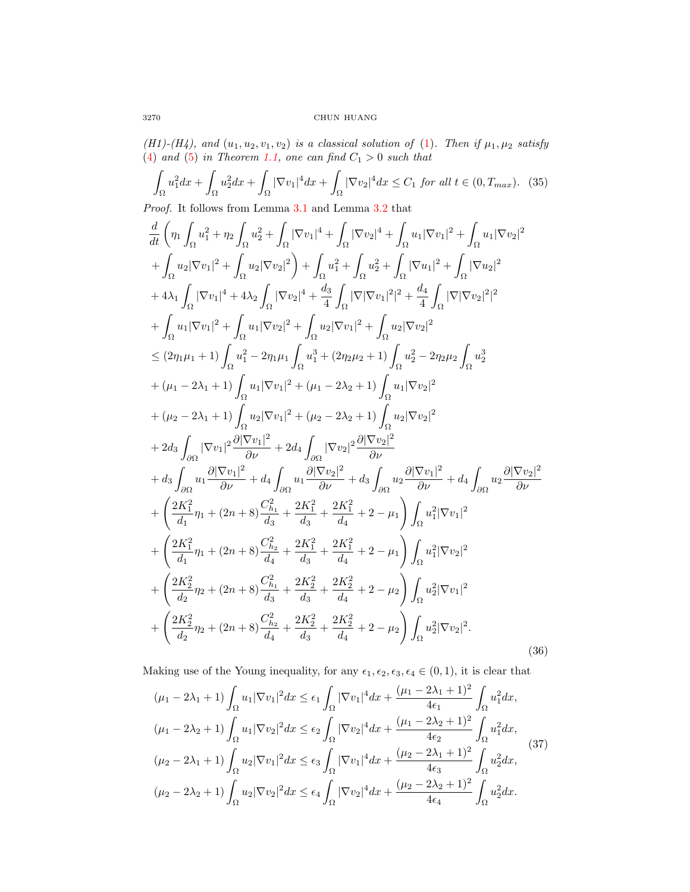*(H1)-(H4), and $(u_1, u_2, v_1, v_2)$ is a classical solution of (1). Then if $\mu_1, \mu_2$ satisfy (4) and (5) in Theorem 1.1, one can find $C_1 > 0$ such that*

$$\int_\Omega u_1^2 dx + \int_\Omega u_2^2 dx + \int_\Omega |\nabla v_1|^4 dx + \int_\Omega |\nabla v_2|^4 dx \le C_1 \text{ for all } t \in (0, T_{max}). \tag{35}$$

*Proof.* It follows from Lemma 3.1 and Lemma 3.2 that

$$\begin{aligned}
&\frac{d}{dt}\left(\eta_1 \int_\Omega u_1^2 + \eta_2 \int_\Omega u_2^2 + \int_\Omega |\nabla v_1|^4 + \int_\Omega |\nabla v_2|^4 + \int_\Omega u_1 |\nabla v_1|^2 + \int_\Omega u_1 |\nabla v_2|^2\right.\\
&\left.+ \int_\Omega u_2 |\nabla v_1|^2 + \int_\Omega u_2 |\nabla v_2|^2\right) + \int_\Omega u_1^2 + \int_\Omega u_2^2 + \int_\Omega |\nabla u_1|^2 + \int_\Omega |\nabla u_2|^2\\
&+ 4\lambda_1 \int_\Omega |\nabla v_1|^4 + 4\lambda_2 \int_\Omega |\nabla v_2|^4 + \frac{d_3}{4}\int_\Omega |\nabla |\nabla v_1|^2|^2 + \frac{d_4}{4}\int_\Omega |\nabla |\nabla v_2|^2|^2\\
&+ \int_\Omega u_1 |\nabla v_1|^2 + \int_\Omega u_1 |\nabla v_2|^2 + \int_\Omega u_2 |\nabla v_1|^2 + \int_\Omega u_2 |\nabla v_2|^2\\
&\le (2\eta_1\mu_1 + 1)\int_\Omega u_1^2 - 2\eta_1\mu_1 \int_\Omega u_1^3 + (2\eta_2\mu_2 + 1)\int_\Omega u_2^2 - 2\eta_2\mu_2 \int_\Omega u_2^3\\
&+ (\mu_1 - 2\lambda_1 + 1)\int_\Omega u_1 |\nabla v_1|^2 + (\mu_1 - 2\lambda_2 + 1)\int_\Omega u_1 |\nabla v_2|^2\\
&+ (\mu_2 - 2\lambda_1 + 1)\int_\Omega u_2 |\nabla v_1|^2 + (\mu_2 - 2\lambda_2 + 1)\int_\Omega u_2 |\nabla v_2|^2\\
&+ 2d_3 \int_{\partial\Omega} |\nabla v_1|^2 \frac{\partial |\nabla v_1|^2}{\partial \nu} + 2d_4 \int_{\partial\Omega} |\nabla v_2|^2 \frac{\partial |\nabla v_2|^2}{\partial \nu}\\
&+ d_3 \int_{\partial\Omega} u_1 \frac{\partial |\nabla v_1|^2}{\partial \nu} + d_4 \int_{\partial\Omega} u_1 \frac{\partial |\nabla v_2|^2}{\partial \nu} + d_3 \int_{\partial\Omega} u_2 \frac{\partial |\nabla v_1|^2}{\partial \nu} + d_4 \int_{\partial\Omega} u_2 \frac{\partial |\nabla v_2|^2}{\partial \nu}\\
&+ \left(\frac{2K_1^2}{d_1}\eta_1 + (2n+8)\frac{C_{h_1}^2}{d_3} + \frac{2K_1^2}{d_3} + \frac{2K_1^2}{d_4} + 2 - \mu_1\right)\int_\Omega u_1^2 |\nabla v_1|^2\\
&+ \left(\frac{2K_1^2}{d_1}\eta_1 + (2n+8)\frac{C_{h_2}^2}{d_4} + \frac{2K_1^2}{d_3} + \frac{2K_1^2}{d_4} + 2 - \mu_1\right)\int_\Omega u_1^2 |\nabla v_2|^2\\
&+ \left(\frac{2K_2^2}{d_2}\eta_2 + (2n+8)\frac{C_{h_1}^2}{d_3} + \frac{2K_2^2}{d_3} + \frac{2K_2^2}{d_4} + 2 - \mu_2\right)\int_\Omega u_2^2 |\nabla v_1|^2\\
&+ \left(\frac{2K_2^2}{d_2}\eta_2 + (2n+8)\frac{C_{h_2}^2}{d_4} + \frac{2K_2^2}{d_3} + \frac{2K_2^2}{d_4} + 2 - \mu_2\right)\int_\Omega u_2^2 |\nabla v_2|^2.
\end{aligned} \tag{36}$$

Making use of the Young inequality, for any $\epsilon_1, \epsilon_2, \epsilon_3, \epsilon_4 \in (0, 1)$, it is clear that

$$\begin{aligned}
(\mu_1 - 2\lambda_1 + 1)\int_\Omega u_1 |\nabla v_1|^2 dx &\le \epsilon_1 \int_\Omega |\nabla v_1|^4 dx + \frac{(\mu_1 - 2\lambda_1 + 1)^2}{4\epsilon_1}\int_\Omega u_1^2 dx,\\
(\mu_1 - 2\lambda_2 + 1)\int_\Omega u_1 |\nabla v_2|^2 dx &\le \epsilon_2 \int_\Omega |\nabla v_2|^4 dx + \frac{(\mu_1 - 2\lambda_2 + 1)^2}{4\epsilon_2}\int_\Omega u_1^2 dx,\\
(\mu_2 - 2\lambda_1 + 1)\int_\Omega u_2 |\nabla v_1|^2 dx &\le \epsilon_3 \int_\Omega |\nabla v_1|^4 dx + \frac{(\mu_2 - 2\lambda_1 + 1)^2}{4\epsilon_3}\int_\Omega u_2^2 dx,\\
(\mu_2 - 2\lambda_2 + 1)\int_\Omega u_2 |\nabla v_2|^2 dx &\le \epsilon_4 \int_\Omega |\nabla v_2|^4 dx + \frac{(\mu_2 - 2\lambda_2 + 1)^2}{4\epsilon_4}\int_\Omega u_2^2 dx.
\end{aligned} \tag{37}$$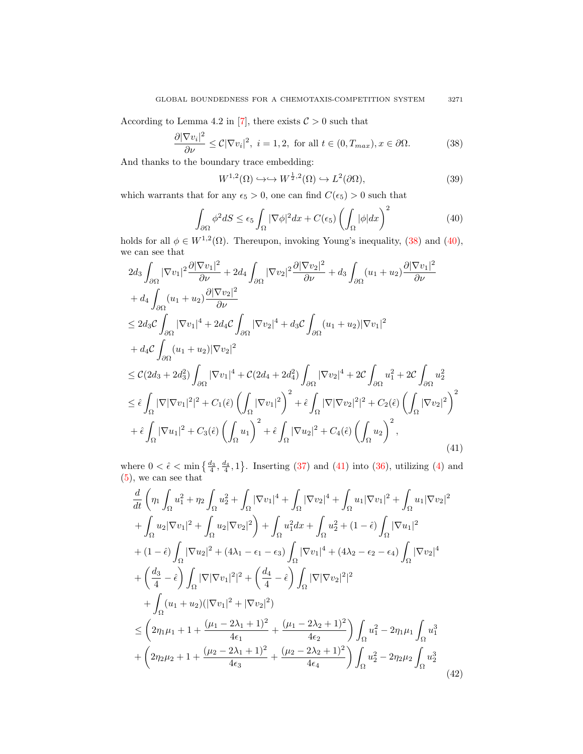According to Lemma 4.2 in [7], there exists $\mathcal{C} > 0$ such that

$$\frac{\partial |\nabla v_i|^2}{\partial \nu} \le \mathcal{C}|\nabla v_i|^2, \ i = 1, 2, \text{ for all } t \in (0, T_{max}), x \in \partial\Omega. \tag{38}$$

And thanks to the boundary trace embedding:

$$W^{1,2}(\Omega) \hookrightarrow\hookrightarrow W^{\frac{1}{2},2}(\Omega) \hookrightarrow L^2(\partial\Omega), \tag{39}$$

which warrants that for any $\epsilon_5 > 0$, one can find $C(\epsilon_5) > 0$ such that

$$\int_{\partial\Omega} \phi^2 dS \le \epsilon_5 \int_\Omega |\nabla \phi|^2 dx + C(\epsilon_5) \left( \int_\Omega |\phi| dx \right)^2 \tag{40}$$

holds for all $\phi \in W^{1,2}(\Omega)$. Thereupon, invoking Young's inequality, (38) and (40), we can see that

$$\begin{aligned}
&2d_3 \int_{\partial\Omega} |\nabla v_1|^2 \frac{\partial |\nabla v_1|^2}{\partial \nu} + 2d_4 \int_{\partial\Omega} |\nabla v_2|^2 \frac{\partial |\nabla v_2|^2}{\partial \nu} + d_3 \int_{\partial\Omega} (u_1 + u_2) \frac{\partial |\nabla v_1|^2}{\partial \nu} \\
&+ d_4 \int_{\partial\Omega} (u_1 + u_2) \frac{\partial |\nabla v_2|^2}{\partial \nu} \\
&\le 2d_3 \mathcal{C} \int_{\partial\Omega} |\nabla v_1|^4 + 2d_4 \mathcal{C} \int_{\partial\Omega} |\nabla v_2|^4 + d_3 \mathcal{C} \int_{\partial\Omega} (u_1 + u_2)|\nabla v_1|^2 \\
&+ d_4 \mathcal{C} \int_{\partial\Omega} (u_1 + u_2) |\nabla v_2|^2 \\
&\le \mathcal{C}(2d_3 + 2d_3^2) \int_{\partial\Omega} |\nabla v_1|^4 + \mathcal{C}(2d_4 + 2d_4^2) \int_{\partial\Omega} |\nabla v_2|^4 + 2\mathcal{C} \int_{\partial\Omega} u_1^2 + 2\mathcal{C} \int_{\partial\Omega} u_2^2 \\
&\le \hat{\epsilon} \int_\Omega |\nabla |\nabla v_1|^2|^2 + C_1(\hat{\epsilon}) \left( \int_\Omega |\nabla v_1|^2 \right)^2 + \hat{\epsilon} \int_\Omega |\nabla |\nabla v_2|^2|^2 + C_2(\hat{\epsilon}) \left( \int_\Omega |\nabla v_2|^2 \right)^2 \\
&+ \hat{\epsilon} \int_\Omega |\nabla u_1|^2 + C_3(\hat{\epsilon}) \left( \int_\Omega u_1 \right)^2 + \hat{\epsilon} \int_\Omega |\nabla u_2|^2 + C_4(\hat{\epsilon}) \left( \int_\Omega u_2 \right)^2,
\end{aligned} \tag{41}$$

where $0 < \hat{\epsilon} < \min\left\{\frac{d_3}{4}, \frac{d_4}{4}, 1\right\}$. Inserting (37) and (41) into (36), utilizing (4) and (5), we can see that

$$\begin{aligned}
&\frac{d}{dt} \left( \eta_1 \int_\Omega u_1^2 + \eta_2 \int_\Omega u_2^2 + \int_\Omega |\nabla v_1|^4 + \int_\Omega |\nabla v_2|^4 + \int_\Omega u_1 |\nabla v_1|^2 + \int_\Omega u_1 |\nabla v_2|^2 \right. \\
&\left. + \int_\Omega u_2 |\nabla v_1|^2 + \int_\Omega u_2 |\nabla v_2|^2 \right) + \int_\Omega u_1^2 dx + \int_\Omega u_2^2 + (1 - \hat{\epsilon}) \int_\Omega |\nabla u_1|^2 \\
&+ (1 - \hat{\epsilon}) \int_\Omega |\nabla u_2|^2 + (4\lambda_1 - \epsilon_1 - \epsilon_3) \int_\Omega |\nabla v_1|^4 + (4\lambda_2 - \epsilon_2 - \epsilon_4) \int_\Omega |\nabla v_2|^4 \\
&+ \left( \frac{d_3}{4} - \hat{\epsilon} \right) \int_\Omega |\nabla |\nabla v_1|^2|^2 + \left( \frac{d_4}{4} - \hat{\epsilon} \right) \int_\Omega |\nabla |\nabla v_2|^2|^2 \\
&+ \int_\Omega (u_1 + u_2)(|\nabla v_1|^2 + |\nabla v_2|^2) \\
&\le \left( 2\eta_1 \mu_1 + 1 + \frac{(\mu_1 - 2\lambda_1 + 1)^2}{4\epsilon_1} + \frac{(\mu_1 - 2\lambda_2 + 1)^2}{4\epsilon_2} \right) \int_\Omega u_1^2 - 2\eta_1 \mu_1 \int_\Omega u_1^3 \\
&+ \left( 2\eta_2 \mu_2 + 1 + \frac{(\mu_2 - 2\lambda_1 + 1)^2}{4\epsilon_3} + \frac{(\mu_2 - 2\lambda_2 + 1)^2}{4\epsilon_4} \right) \int_\Omega u_2^2 - 2\eta_2 \mu_2 \int_\Omega u_2^3
\end{aligned} \tag{42}$$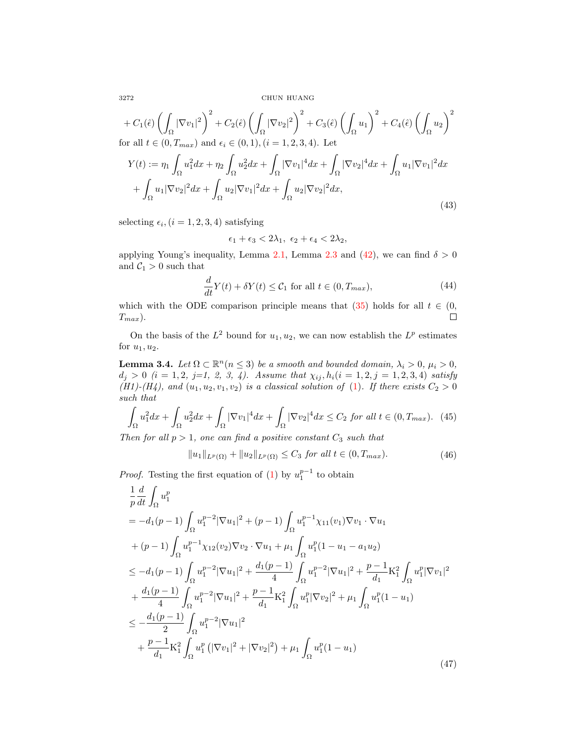$$+ C_1(\hat{\epsilon}) \left( \int_\Omega |\nabla v_1|^2 \right)^2 + C_2(\hat{\epsilon}) \left( \int_\Omega |\nabla v_2|^2 \right)^2 + C_3(\hat{\epsilon}) \left( \int_\Omega u_1 \right)^2 + C_4(\hat{\epsilon}) \left( \int_\Omega u_2 \right)^2$$

for all $t \in (0, T_{max})$ and $\epsilon_i \in (0,1), (i = 1,2,3,4)$. Let

$$\begin{aligned} Y(t) &:= \eta_1 \int_\Omega u_1^2 dx + \eta_2 \int_\Omega u_2^2 dx + \int_\Omega |\nabla v_1|^4 dx + \int_\Omega |\nabla v_2|^4 dx + \int_\Omega u_1 |\nabla v_1|^2 dx \\ &\quad + \int_\Omega u_1 |\nabla v_2|^2 dx + \int_\Omega u_2 |\nabla v_1|^2 dx + \int_\Omega u_2 |\nabla v_2|^2 dx, \end{aligned} \tag{43}$$

selecting $\epsilon_i, (i = 1,2,3,4)$ satisfying

$$\epsilon_1 + \epsilon_3 < 2\lambda_1, \ \epsilon_2 + \epsilon_4 < 2\lambda_2,$$

applying Young's inequality, Lemma 2.1, Lemma 2.3 and (42), we can find $\delta > 0$ and $\mathcal{C}_1 > 0$ such that

$$\frac{d}{dt} Y(t) + \delta Y(t) \le \mathcal{C}_1 \text{ for all } t \in (0, T_{max}), \tag{44}$$

which with the ODE comparison principle means that (35) holds for all $t \in (0, T_{max})$. □

On the basis of the $L^2$ bound for $u_1, u_2$, we can now establish the $L^p$ estimates for $u_1, u_2$.

**Lemma 3.4.** *Let $\Omega \subset \mathbb{R}^n (n \le 3)$ be a smooth and bounded domain, $\lambda_i > 0$, $\mu_i > 0$, $d_j > 0$ $(i = 1,2,\ j=1,\ 2,\ 3,\ 4)$. Assume that $\chi_{ij}, h_i (i = 1,2, j = 1,2,3,4)$ satisfy (H1)-(H4), and $(u_1, u_2, v_1, v_2)$ is a classical solution of (1). If there exists $C_2 > 0$ such that*

$$\int_\Omega u_1^2 dx + \int_\Omega u_2^2 dx + \int_\Omega |\nabla v_1|^4 dx + \int_\Omega |\nabla v_2|^4 dx \le C_2 \text{ for all } t \in (0, T_{max}). \tag{45}$$

*Then for all $p > 1$, one can find a positive constant $C_3$ such that*

$$\|u_1\|_{L^p(\Omega)} + \|u_2\|_{L^p(\Omega)} \le C_3 \text{ for all } t \in (0, T_{max}). \tag{46}$$

*Proof.* Testing the first equation of (1) by $u_1^{p-1}$ to obtain

$$\begin{aligned} &\frac{1}{p} \frac{d}{dt} \int_\Omega u_1^p \\ &= -d_1(p-1) \int_\Omega u_1^{p-2} |\nabla u_1|^2 + (p-1) \int_\Omega u_1^{p-1} \chi_{11}(v_1) \nabla v_1 \cdot \nabla u_1 \\ &\quad + (p-1) \int_\Omega u_1^{p-1} \chi_{12}(v_2) \nabla v_2 \cdot \nabla u_1 + \mu_1 \int_\Omega u_1^p (1 - u_1 - a_1 u_2) \\ &\le -d_1(p-1) \int_\Omega u_1^{p-2} |\nabla u_1|^2 + \frac{d_1(p-1)}{4} \int_\Omega u_1^{p-2} |\nabla u_1|^2 + \frac{p-1}{d_1} \mathrm{K}_1^2 \int_\Omega u_1^p |\nabla v_1|^2 \\ &\quad + \frac{d_1(p-1)}{4} \int_\Omega u_1^{p-2} |\nabla u_1|^2 + \frac{p-1}{d_1} \mathrm{K}_1^2 \int_\Omega u_1^p |\nabla v_2|^2 + \mu_1 \int_\Omega u_1^p (1 - u_1) \\ &\le -\frac{d_1(p-1)}{2} \int_\Omega u_1^{p-2} |\nabla u_1|^2 \\ &\quad + \frac{p-1}{d_1} \mathrm{K}_1^2 \int_\Omega u_1^p \left( |\nabla v_1|^2 + |\nabla v_2|^2 \right) + \mu_1 \int_\Omega u_1^p (1 - u_1) \end{aligned} \tag{47}$$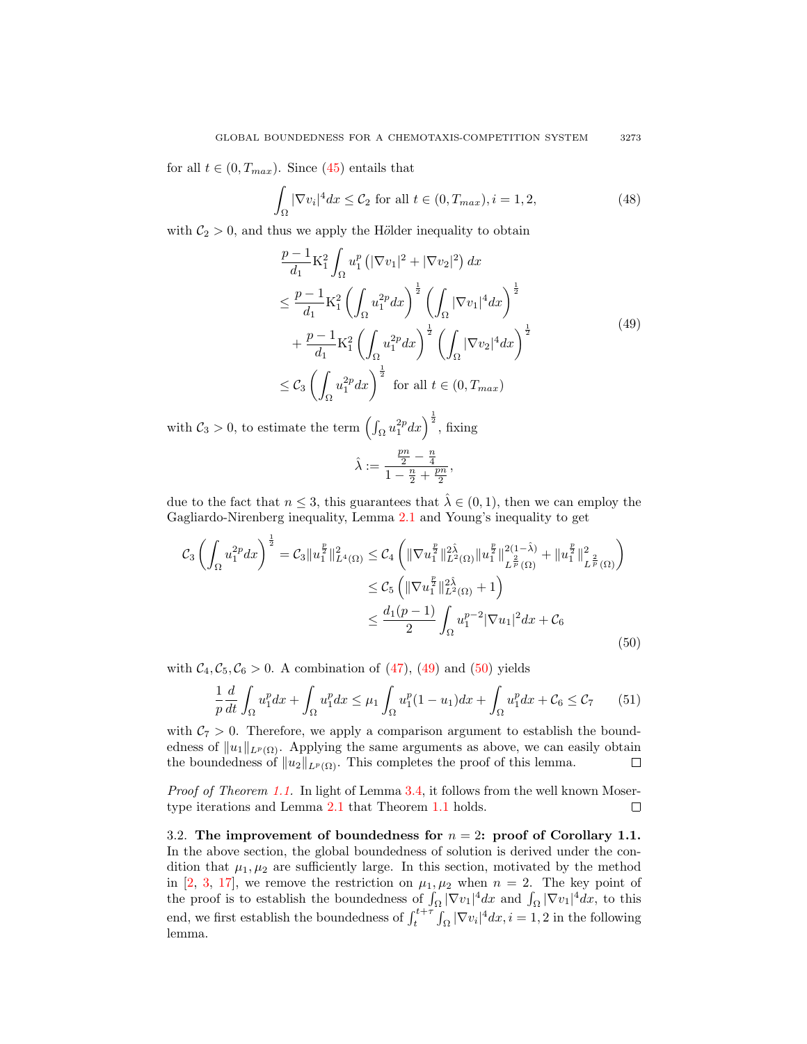for all $t \in (0, T_{max})$. Since (45) entails that

$$\int_\Omega |\nabla v_i|^4 dx \le \mathcal{C}_2 \text{ for all } t \in (0, T_{max}), i = 1, 2, \tag{48}$$

with $\mathcal{C}_2 > 0$, and thus we apply the Hölder inequality to obtain

$$\begin{aligned}
&\frac{p-1}{d_1} \mathrm{K}_1^2 \int_\Omega u_1^p \left(|\nabla v_1|^2 + |\nabla v_2|^2\right) dx \\
&\le \frac{p-1}{d_1} \mathrm{K}_1^2 \left(\int_\Omega u_1^{2p} dx\right)^{\frac{1}{2}} \left(\int_\Omega |\nabla v_1|^4 dx\right)^{\frac{1}{2}} \\
&\quad + \frac{p-1}{d_1} \mathrm{K}_1^2 \left(\int_\Omega u_1^{2p} dx\right)^{\frac{1}{2}} \left(\int_\Omega |\nabla v_2|^4 dx\right)^{\frac{1}{2}} \\
&\le \mathcal{C}_3 \left(\int_\Omega u_1^{2p} dx\right)^{\frac{1}{2}} \text{ for all } t \in (0, T_{max})
\end{aligned} \tag{49}$$

with $\mathcal{C}_3 > 0$, to estimate the term $\left(\int_\Omega u_1^{2p} dx\right)^{\frac{1}{2}}$, fixing

$$\hat{\lambda} := \frac{\frac{pn}{2} - \frac{n}{4}}{1 - \frac{n}{2} + \frac{pn}{2}},$$

due to the fact that $n \le 3$, this guarantees that $\hat{\lambda} \in (0, 1)$, then we can employ the Gagliardo-Nirenberg inequality, Lemma 2.1 and Young's inequality to get

$$\begin{aligned}
\mathcal{C}_3 \left(\int_\Omega u_1^{2p} dx\right)^{\frac{1}{2}} = \mathcal{C}_3 \|u_1^{\frac{p}{2}}\|^2_{L^4(\Omega)} &\le \mathcal{C}_4 \left( \|\nabla u_1^{\frac{p}{2}}\|^{2\hat{\lambda}}_{L^2(\Omega)} \|u_1^{\frac{p}{2}}\|^{2(1-\hat{\lambda})}_{L^{\frac{2}{p}}(\Omega)} + \|u_1^{\frac{p}{2}}\|^2_{L^{\frac{2}{p}}(\Omega)} \right) \\
&\le \mathcal{C}_5 \left( \|\nabla u_1^{\frac{p}{2}}\|^{2\hat{\lambda}}_{L^2(\Omega)} + 1 \right) \\
&\le \frac{d_1(p-1)}{2} \int_\Omega u_1^{p-2} |\nabla u_1|^2 dx + \mathcal{C}_6
\end{aligned} \tag{50}$$

with $\mathcal{C}_4, \mathcal{C}_5, \mathcal{C}_6 > 0$. A combination of (47), (49) and (50) yields

$$\frac{1}{p} \frac{d}{dt} \int_\Omega u_1^p dx + \int_\Omega u_1^p dx \le \mu_1 \int_\Omega u_1^p (1 - u_1) dx + \int_\Omega u_1^p dx + \mathcal{C}_6 \le \mathcal{C}_7 \tag{51}$$

with $\mathcal{C}_7 > 0$. Therefore, we apply a comparison argument to establish the boundedness of $\|u_1\|_{L^p(\Omega)}$. Applying the same arguments as above, we can easily obtain the boundedness of $\|u_2\|_{L^p(\Omega)}$. This completes the proof of this lemma. □

*Proof of Theorem 1.1.* In light of Lemma 3.4, it follows from the well known Moser-type iterations and Lemma 2.1 that Theorem 1.1 holds. □

3.2. **The improvement of boundedness for $n = 2$: proof of Corollary 1.1.** In the above section, the global boundedness of solution is derived under the condition that $\mu_1, \mu_2$ are sufficiently large. In this section, motivated by the method in [2, 3, 17], we remove the restriction on $\mu_1, \mu_2$ when $n = 2$. The key point of the proof is to establish the boundedness of $\int_\Omega |\nabla v_1|^4 dx$ and $\int_\Omega |\nabla v_1|^4 dx$, to this end, we first establish the boundedness of $\int_t^{t+\tau} \int_\Omega |\nabla v_i|^4 dx, i = 1, 2$ in the following lemma.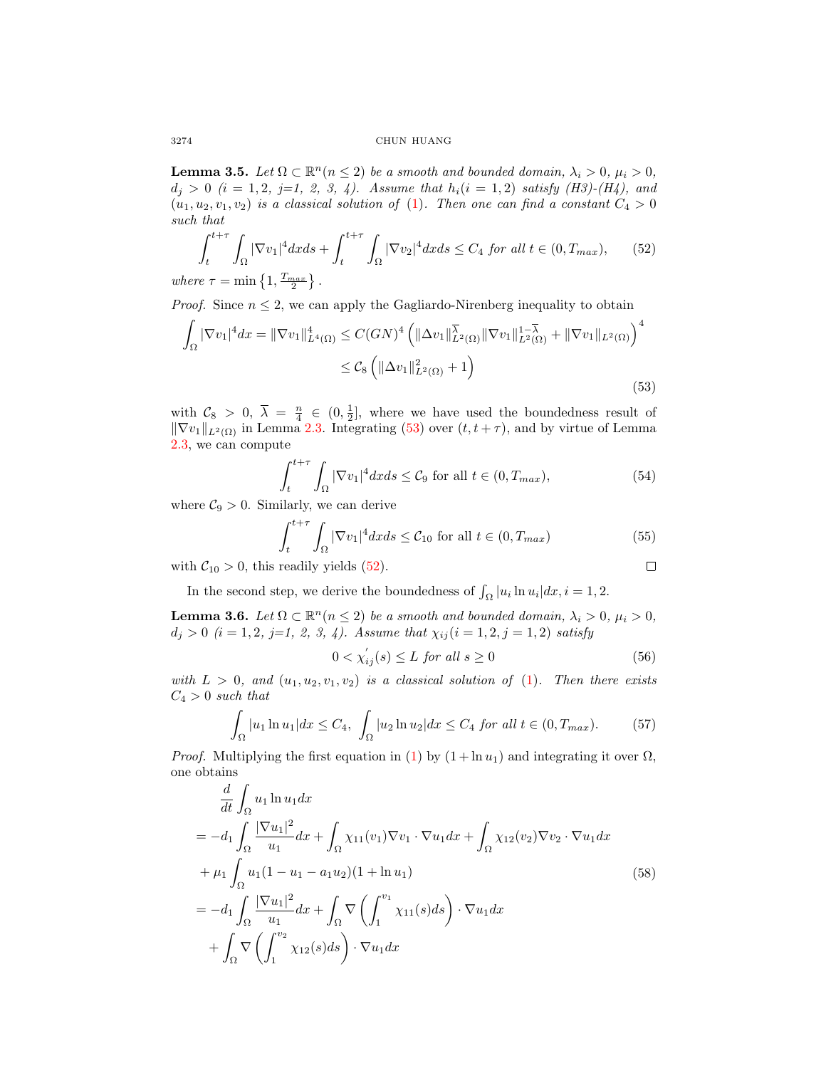**Lemma 3.5.** *Let $\Omega \subset \mathbb{R}^n (n \leq 2)$ be a smooth and bounded domain, $\lambda_i > 0$, $\mu_i > 0$, $d_j > 0$ $(i = 1, 2,\ j$=1, 2, 3, 4). Assume that $h_i (i = 1, 2)$ satisfy (H3)-(H4), and $(u_1, u_2, v_1, v_2)$ is a classical solution of (1). Then one can find a constant $C_4 > 0$ such that*

$$\int_t^{t+\tau} \int_\Omega |\nabla v_1|^4 dx ds + \int_t^{t+\tau} \int_\Omega |\nabla v_2|^4 dx ds \leq C_4 \text{ for all } t \in (0, T_{max}), \tag{52}$$

*where* $\tau = \min\left\{1, \frac{T_{max}}{2}\right\}$.

*Proof.* Since $n \leq 2$, we can apply the Gagliardo-Nirenberg inequality to obtain

$$\begin{aligned}
\int_\Omega |\nabla v_1|^4 dx = \|\nabla v_1\|^4_{L^4(\Omega)} &\leq C(GN)^4 \left( \|\Delta v_1\|^{\overline{\lambda}}_{L^2(\Omega)} \|\nabla v_1\|^{1-\overline{\lambda}}_{L^2(\Omega)} + \|\nabla v_1\|_{L^2(\Omega)} \right)^4 \\
&\leq \mathcal{C}_8 \left( \|\Delta v_1\|^2_{L^2(\Omega)} + 1 \right)
\end{aligned} \tag{53}$$

with $\mathcal{C}_8 > 0$, $\overline{\lambda} = \frac{n}{4} \in (0, \frac{1}{2}]$, where we have used the boundedness result of $\|\nabla v_1\|_{L^2(\Omega)}$ in Lemma 2.3. Integrating (53) over $(t, t+\tau)$, and by virtue of Lemma 2.3, we can compute

$$\int_t^{t+\tau} \int_\Omega |\nabla v_1|^4 dx ds \leq \mathcal{C}_9 \text{ for all } t \in (0, T_{max}), \tag{54}$$

where $\mathcal{C}_9 > 0$. Similarly, we can derive

$$\int_t^{t+\tau} \int_\Omega |\nabla v_1|^4 dx ds \leq \mathcal{C}_{10} \text{ for all } t \in (0, T_{max}) \tag{55}$$

with $\mathcal{C}_{10} > 0$, this readily yields (52). ∎

In the second step, we derive the boundedness of $\int_\Omega |u_i \ln u_i| dx, i = 1, 2$.

**Lemma 3.6.** *Let $\Omega \subset \mathbb{R}^n (n \leq 2)$ be a smooth and bounded domain, $\lambda_i > 0$, $\mu_i > 0$, $d_j > 0$ $(i = 1, 2,\ j$=1, 2, 3, 4). Assume that $\chi_{ij} (i = 1, 2, j = 1, 2)$ satisfy*

$$0 < \chi'_{ij}(s) \leq L \text{ for all } s \geq 0 \tag{56}$$

*with $L > 0$, and $(u_1, u_2, v_1, v_2)$ is a classical solution of (1). Then there exists $C_4 > 0$ such that*

$$\int_\Omega |u_1 \ln u_1| dx \leq C_4, \ \int_\Omega |u_2 \ln u_2| dx \leq C_4 \text{ for all } t \in (0, T_{max}). \tag{57}$$

*Proof.* Multiplying the first equation in (1) by $(1 + \ln u_1)$ and integrating it over $\Omega$, one obtains

$$\begin{aligned}
&\frac{d}{dt} \int_\Omega u_1 \ln u_1 dx \\
= &-d_1 \int_\Omega \frac{|\nabla u_1|^2}{u_1} dx + \int_\Omega \chi_{11}(v_1) \nabla v_1 \cdot \nabla u_1 dx + \int_\Omega \chi_{12}(v_2) \nabla v_2 \cdot \nabla u_1 dx \\
&+ \mu_1 \int_\Omega u_1 (1 - u_1 - a_1 u_2)(1 + \ln u_1) \\
= &-d_1 \int_\Omega \frac{|\nabla u_1|^2}{u_1} dx + \int_\Omega \nabla \left( \int_1^{v_1} \chi_{11}(s) ds \right) \cdot \nabla u_1 dx \\
&+ \int_\Omega \nabla \left( \int_1^{v_2} \chi_{12}(s) ds \right) \cdot \nabla u_1 dx
\end{aligned} \tag{58}$$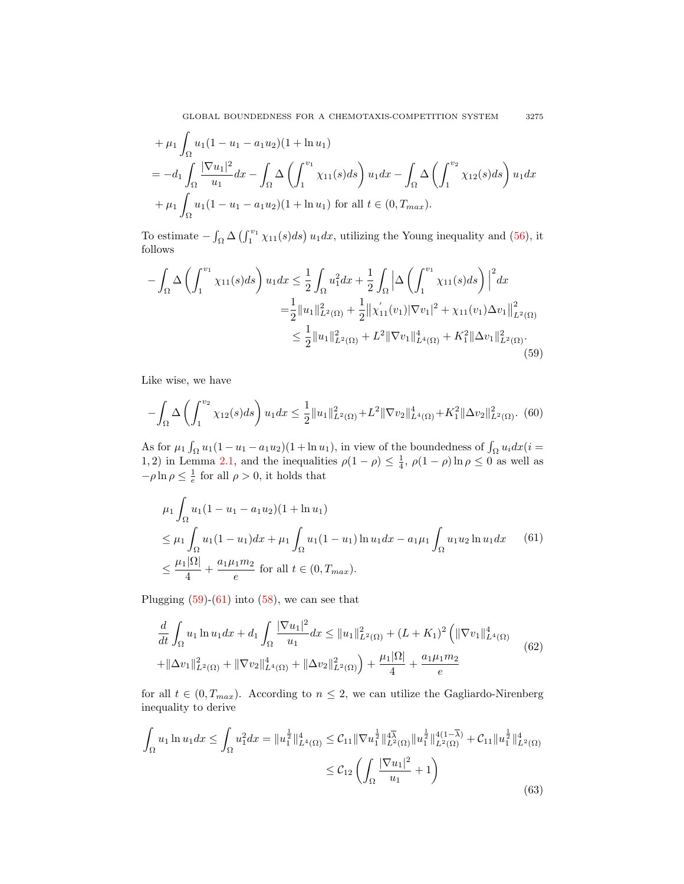$$
\begin{aligned}
&+\mu_1 \int_\Omega u_1(1-u_1-a_1u_2)(1+\ln u_1) \\
&= -d_1 \int_\Omega \frac{|\nabla u_1|^2}{u_1}dx - \int_\Omega \Delta\left(\int_1^{v_1}\chi_{11}(s)ds\right)u_1dx - \int_\Omega \Delta\left(\int_1^{v_2}\chi_{12}(s)ds\right)u_1dx \\
&+\mu_1 \int_\Omega u_1(1-u_1-a_1u_2)(1+\ln u_1) \text{ for all } t\in(0,T_{max}).
\end{aligned}
$$

To estimate $-\int_\Omega \Delta\left(\int_1^{v_1}\chi_{11}(s)ds\right)u_1dx$, utilizing the Young inequality and (56), it follows

$$
\begin{aligned}
-\int_\Omega \Delta\left(\int_1^{v_1}\chi_{11}(s)ds\right)u_1dx &\le \frac{1}{2}\int_\Omega u_1^2dx + \frac{1}{2}\int_\Omega \Big|\Delta\left(\int_1^{v_1}\chi_{11}(s)ds\right)\Big|^2dx \\
&= \frac{1}{2}\|u_1\|^2_{L^2(\Omega)} + \frac{1}{2}\big\|\chi'_{11}(v_1)|\nabla v_1|^2 + \chi_{11}(v_1)\Delta v_1\big\|^2_{L^2(\Omega)} \\
&\le \frac{1}{2}\|u_1\|^2_{L^2(\Omega)} + L^2\|\nabla v_1\|^4_{L^4(\Omega)} + K_1^2\|\Delta v_1\|^2_{L^2(\Omega)}.
\end{aligned} \tag{59}
$$

Like wise, we have

$$
-\int_\Omega \Delta\left(\int_1^{v_2}\chi_{12}(s)ds\right)u_1dx \le \frac{1}{2}\|u_1\|^2_{L^2(\Omega)} + L^2\|\nabla v_2\|^4_{L^4(\Omega)} + K_1^2\|\Delta v_2\|^2_{L^2(\Omega)}. \tag{60}
$$

As for $\mu_1\int_\Omega u_1(1-u_1-a_1u_2)(1+\ln u_1)$, in view of the boundedness of $\int_\Omega u_idx (i=1,2)$ in Lemma 2.1, and the inequalities $\rho(1-\rho)\le\frac{1}{4}$, $\rho(1-\rho)\ln\rho\le 0$ as well as $-\rho\ln\rho\le\frac{1}{e}$ for all $\rho>0$, it holds that

$$
\begin{aligned}
&\mu_1\int_\Omega u_1(1-u_1-a_1u_2)(1+\ln u_1) \\
&\le \mu_1\int_\Omega u_1(1-u_1)dx + \mu_1\int_\Omega u_1(1-u_1)\ln u_1dx - a_1\mu_1\int_\Omega u_1u_2\ln u_1dx \\
&\le \frac{\mu_1|\Omega|}{4} + \frac{a_1\mu_1m_2}{e} \text{ for all } t\in(0,T_{max}).
\end{aligned} \tag{61}
$$

Plugging (59)-(61) into (58), we can see that

$$
\begin{aligned}
&\frac{d}{dt}\int_\Omega u_1\ln u_1dx + d_1\int_\Omega \frac{|\nabla u_1|^2}{u_1}dx \le \|u_1\|^2_{L^2(\Omega)} + (L+K_1)^2\Big(\|\nabla v_1\|^4_{L^4(\Omega)} \\
&+\|\Delta v_1\|^2_{L^2(\Omega)} + \|\nabla v_2\|^4_{L^4(\Omega)} + \|\Delta v_2\|^2_{L^2(\Omega)}\Big) + \frac{\mu_1|\Omega|}{4} + \frac{a_1\mu_1m_2}{e}
\end{aligned} \tag{62}
$$

for all $t\in(0,T_{max})$. According to $n\le 2$, we can utilize the Gagliardo-Nirenberg inequality to derive

$$
\begin{aligned}
\int_\Omega u_1\ln u_1dx \le \int_\Omega u_1^2dx = \|u_1^{\frac{1}{2}}\|^4_{L^4(\Omega)} &\le \mathcal{C}_{11}\|\nabla u_1^{\frac{1}{2}}\|^{4\overline{\lambda}}_{L^2(\Omega)}\|u_1^{\frac{1}{2}}\|^{4(1-\overline{\lambda})}_{L^2(\Omega)} + \mathcal{C}_{11}\|u_1^{\frac{1}{2}}\|^4_{L^2(\Omega)} \\
&\le \mathcal{C}_{12}\left(\int_\Omega \frac{|\nabla u_1|^2}{u_1}+1\right)
\end{aligned} \tag{63}
$$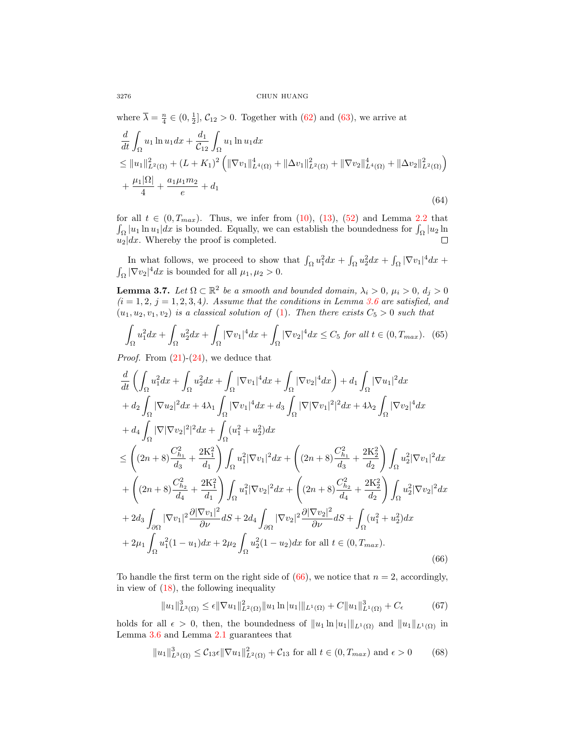where $\overline{\lambda} = \frac{n}{4} \in (0, \frac{1}{2}]$, $\mathcal{C}_{12} > 0$. Together with (62) and (63), we arrive at

$$
\begin{aligned}
&\frac{d}{dt}\int_\Omega u_1 \ln u_1 dx + \frac{d_1}{\mathcal{C}_{12}}\int_\Omega u_1 \ln u_1 dx \\
&\leq \|u_1\|^2_{L^2(\Omega)} + (L+K_1)^2\left(\|\nabla v_1\|^4_{L^4(\Omega)} + \|\Delta v_1\|^2_{L^2(\Omega)} + \|\nabla v_2\|^4_{L^4(\Omega)} + \|\Delta v_2\|^2_{L^2(\Omega)}\right) \\
&+ \frac{\mu_1|\Omega|}{4} + \frac{a_1\mu_1 m_2}{e} + d_1
\end{aligned}
\tag{64}
$$

for all $t \in (0, T_{max})$. Thus, we infer from (10), (13), (52) and Lemma 2.2 that $\int_\Omega |u_1 \ln u_1| dx$ is bounded. Equally, we can establish the boundedness for $\int_\Omega |u_2 \ln u_2| dx$. Whereby the proof is completed. □

In what follows, we proceed to show that $\int_\Omega u_1^2 dx + \int_\Omega u_2^2 dx + \int_\Omega |\nabla v_1|^4 dx + \int_\Omega |\nabla v_2|^4 dx$ is bounded for all $\mu_1, \mu_2 > 0$.

**Lemma 3.7.** *Let $\Omega \subset \mathbb{R}^2$ be a smooth and bounded domain, $\lambda_i > 0$, $\mu_i > 0$, $d_j > 0$ $(i = 1, 2,\ j = 1, 2, 3, 4)$. Assume that the conditions in Lemma 3.6 are satisfied, and $(u_1, u_2, v_1, v_2)$ is a classical solution of (1). Then there exists $C_5 > 0$ such that*

$$
\int_\Omega u_1^2 dx + \int_\Omega u_2^2 dx + \int_\Omega |\nabla v_1|^4 dx + \int_\Omega |\nabla v_2|^4 dx \leq C_5 \text{ for all } t \in (0, T_{max}). \tag{65}
$$

*Proof.* From (21)-(24), we deduce that

$$
\begin{aligned}
&\frac{d}{dt}\left(\int_\Omega u_1^2 dx + \int_\Omega u_2^2 dx + \int_\Omega |\nabla v_1|^4 dx + \int_\Omega |\nabla v_2|^4 dx\right) + d_1\int_\Omega |\nabla u_1|^2 dx \\
&+ d_2\int_\Omega |\nabla u_2|^2 dx + 4\lambda_1\int_\Omega |\nabla v_1|^4 dx + d_3\int_\Omega |\nabla|\nabla v_1|^2|^2 dx + 4\lambda_2\int_\Omega |\nabla v_2|^4 dx \\
&+ d_4\int_\Omega |\nabla|\nabla v_2|^2|^2 dx + \int_\Omega (u_1^2 + u_2^2) dx \\
&\leq \left((2n+8)\frac{C_{h_1}^2}{d_3} + \frac{2\mathrm{K}_1^2}{d_1}\right)\int_\Omega u_1^2|\nabla v_1|^2 dx + \left((2n+8)\frac{C_{h_1}^2}{d_3} + \frac{2\mathrm{K}_2^2}{d_2}\right)\int_\Omega u_2^2|\nabla v_1|^2 dx \\
&+ \left((2n+8)\frac{C_{h_2}^2}{d_4} + \frac{2\mathrm{K}_1^2}{d_1}\right)\int_\Omega u_1^2|\nabla v_2|^2 dx + \left((2n+8)\frac{C_{h_2}^2}{d_4} + \frac{2\mathrm{K}_2^2}{d_2}\right)\int_\Omega u_2^2|\nabla v_2|^2 dx \\
&+ 2d_3\int_{\partial\Omega} |\nabla v_1|^2\frac{\partial|\nabla v_1|^2}{\partial\nu} dS + 2d_4\int_{\partial\Omega} |\nabla v_2|^2\frac{\partial|\nabla v_2|^2}{\partial\nu} dS + \int_\Omega (u_1^2 + u_2^2) dx \\
&+ 2\mu_1\int_\Omega u_1^2(1-u_1) dx + 2\mu_2\int_\Omega u_2^2(1-u_2) dx \text{ for all } t \in (0, T_{max}).
\end{aligned}
\tag{66}
$$

To handle the first term on the right side of (66), we notice that $n = 2$, accordingly, in view of (18), the following inequality

$$
\|u_1\|^3_{L^3(\Omega)} \leq \epsilon\|\nabla u_1\|^2_{L^2(\Omega)}\|u_1 \ln |u_1|\|_{L^1(\Omega)} + C\|u_1\|^3_{L^1(\Omega)} + C_\epsilon \tag{67}
$$

holds for all $\epsilon > 0$, then, the boundedness of $\|u_1 \ln |u_1|\|_{L^1(\Omega)}$ and $\|u_1\|_{L^1(\Omega)}$ in Lemma 3.6 and Lemma 2.1 guarantees that

$$
\|u_1\|^3_{L^3(\Omega)} \leq \mathcal{C}_{13}\epsilon\|\nabla u_1\|^2_{L^2(\Omega)} + \mathcal{C}_{13} \text{ for all } t \in (0, T_{max}) \text{ and } \epsilon > 0 \tag{68}
$$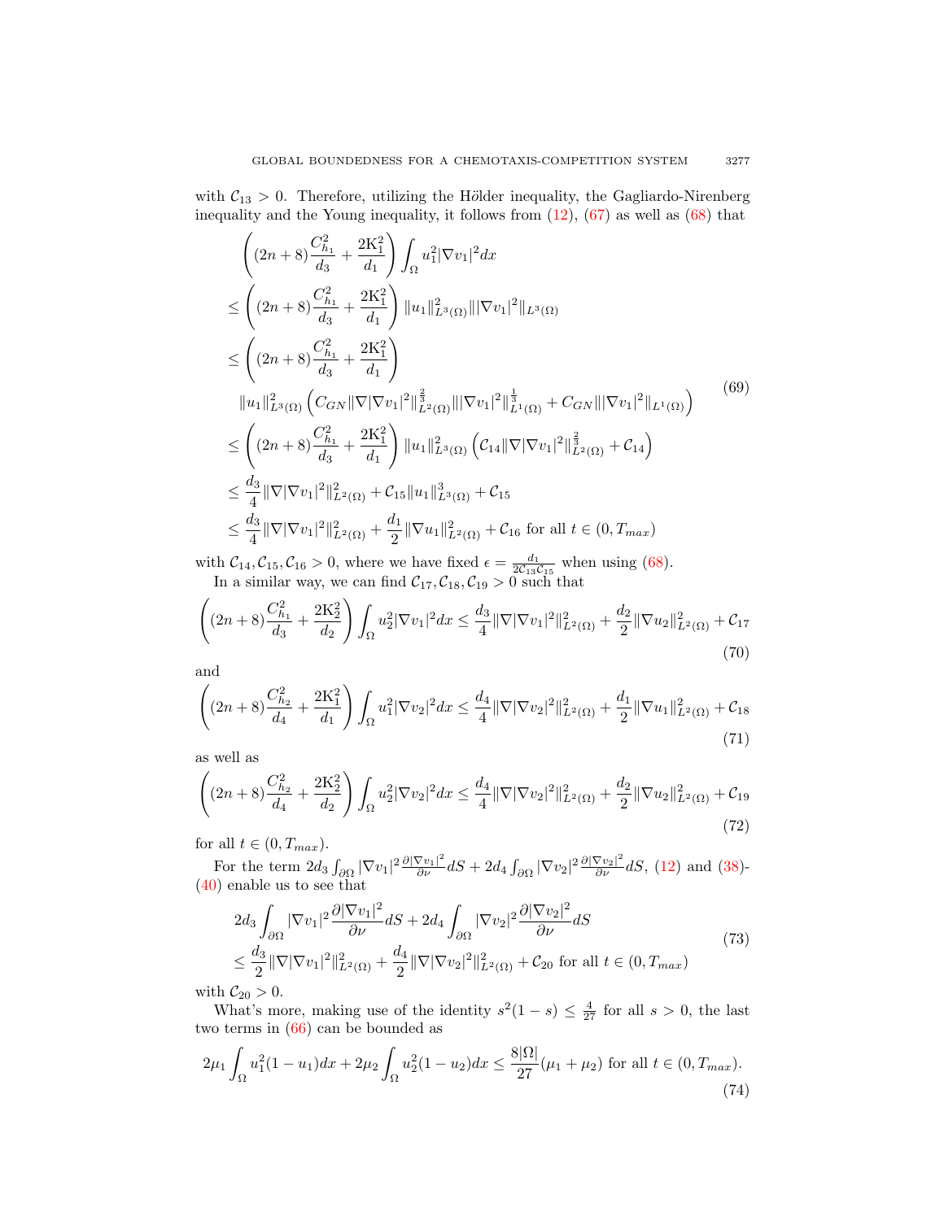with $\mathcal{C}_{13} > 0$. Therefore, utilizing the Hölder inequality, the Gagliardo-Nirenberg inequality and the Young inequality, it follows from (12), (67) as well as (68) that

$$
\begin{aligned}
&\left((2n+8)\frac{C_{h_1}^2}{d_3}+\frac{2\mathrm{K}_1^2}{d_1}\right)\int_\Omega u_1^2|\nabla v_1|^2dx \\
\leq& \left((2n+8)\frac{C_{h_1}^2}{d_3}+\frac{2\mathrm{K}_1^2}{d_1}\right)\|u_1\|_{L^3(\Omega)}^2\||\nabla v_1|^2\|_{L^3(\Omega)} \\
\leq& \left((2n+8)\frac{C_{h_1}^2}{d_3}+\frac{2\mathrm{K}_1^2}{d_1}\right) \\
&\|u_1\|_{L^3(\Omega)}^2\left(C_{GN}\|\nabla|\nabla v_1|^2\|_{L^2(\Omega)}^{\frac{2}{3}}\||\nabla v_1|^2\|_{L^1(\Omega)}^{\frac{1}{3}}+C_{GN}\||\nabla v_1|^2\|_{L^1(\Omega)}\right) \\
\leq& \left((2n+8)\frac{C_{h_1}^2}{d_3}+\frac{2\mathrm{K}_1^2}{d_1}\right)\|u_1\|_{L^3(\Omega)}^2\left(\mathcal{C}_{14}\|\nabla|\nabla v_1|^2\|_{L^2(\Omega)}^{\frac{2}{3}}+\mathcal{C}_{14}\right) \\
\leq& \frac{d_3}{4}\|\nabla|\nabla v_1|^2\|_{L^2(\Omega)}^2+\mathcal{C}_{15}\|u_1\|_{L^3(\Omega)}^3+\mathcal{C}_{15} \\
\leq& \frac{d_3}{4}\|\nabla|\nabla v_1|^2\|_{L^2(\Omega)}^2+\frac{d_1}{2}\|\nabla u_1\|_{L^2(\Omega)}^2+\mathcal{C}_{16} \text{ for all } t\in(0,T_{max})
\end{aligned}
\tag{69}
$$

with $\mathcal{C}_{14}, \mathcal{C}_{15}, \mathcal{C}_{16} > 0$, where we have fixed $\epsilon = \frac{d_1}{2\mathcal{C}_{13}\mathcal{C}_{15}}$ when using (68).

In a similar way, we can find $\mathcal{C}_{17}, \mathcal{C}_{18}, \mathcal{C}_{19} > 0$ such that

$$
\left((2n+8)\frac{C_{h_1}^2}{d_3}+\frac{2\mathrm{K}_2^2}{d_2}\right)\int_\Omega u_2^2|\nabla v_1|^2dx \leq \frac{d_3}{4}\|\nabla|\nabla v_1|^2\|_{L^2(\Omega)}^2+\frac{d_2}{2}\|\nabla u_2\|_{L^2(\Omega)}^2+\mathcal{C}_{17}
\tag{70}
$$

and

$$
\left((2n+8)\frac{C_{h_2}^2}{d_4}+\frac{2\mathrm{K}_1^2}{d_1}\right)\int_\Omega u_1^2|\nabla v_2|^2dx \leq \frac{d_4}{4}\|\nabla|\nabla v_2|^2\|_{L^2(\Omega)}^2+\frac{d_1}{2}\|\nabla u_1\|_{L^2(\Omega)}^2+\mathcal{C}_{18}
\tag{71}
$$

as well as

$$
\left((2n+8)\frac{C_{h_2}^2}{d_4}+\frac{2\mathrm{K}_2^2}{d_2}\right)\int_\Omega u_2^2|\nabla v_2|^2dx \leq \frac{d_4}{4}\|\nabla|\nabla v_2|^2\|_{L^2(\Omega)}^2+\frac{d_2}{2}\|\nabla u_2\|_{L^2(\Omega)}^2+\mathcal{C}_{19}
\tag{72}
$$

for all $t \in (0, T_{max})$.

For the term $2d_3\int_{\partial\Omega}|\nabla v_1|^2\frac{\partial|\nabla v_1|^2}{\partial\nu}dS + 2d_4\int_{\partial\Omega}|\nabla v_2|^2\frac{\partial|\nabla v_2|^2}{\partial\nu}dS$, (12) and (38)-(40) enable us to see that

$$
\begin{aligned}
&2d_3\int_{\partial\Omega}|\nabla v_1|^2\frac{\partial|\nabla v_1|^2}{\partial\nu}dS + 2d_4\int_{\partial\Omega}|\nabla v_2|^2\frac{\partial|\nabla v_2|^2}{\partial\nu}dS \\
\leq& \frac{d_3}{2}\|\nabla|\nabla v_1|^2\|_{L^2(\Omega)}^2+\frac{d_4}{2}\|\nabla|\nabla v_2|^2\|_{L^2(\Omega)}^2+\mathcal{C}_{20} \text{ for all } t\in(0,T_{max})
\end{aligned}
\tag{73}
$$

with $\mathcal{C}_{20} > 0$.

What's more, making use of the identity $s^2(1-s) \leq \frac{4}{27}$ for all $s > 0$, the last two terms in (66) can be bounded as

$$
2\mu_1\int_\Omega u_1^2(1-u_1)dx + 2\mu_2\int_\Omega u_2^2(1-u_2)dx \leq \frac{8|\Omega|}{27}(\mu_1+\mu_2) \text{ for all } t\in(0,T_{max}).
\tag{74}
$$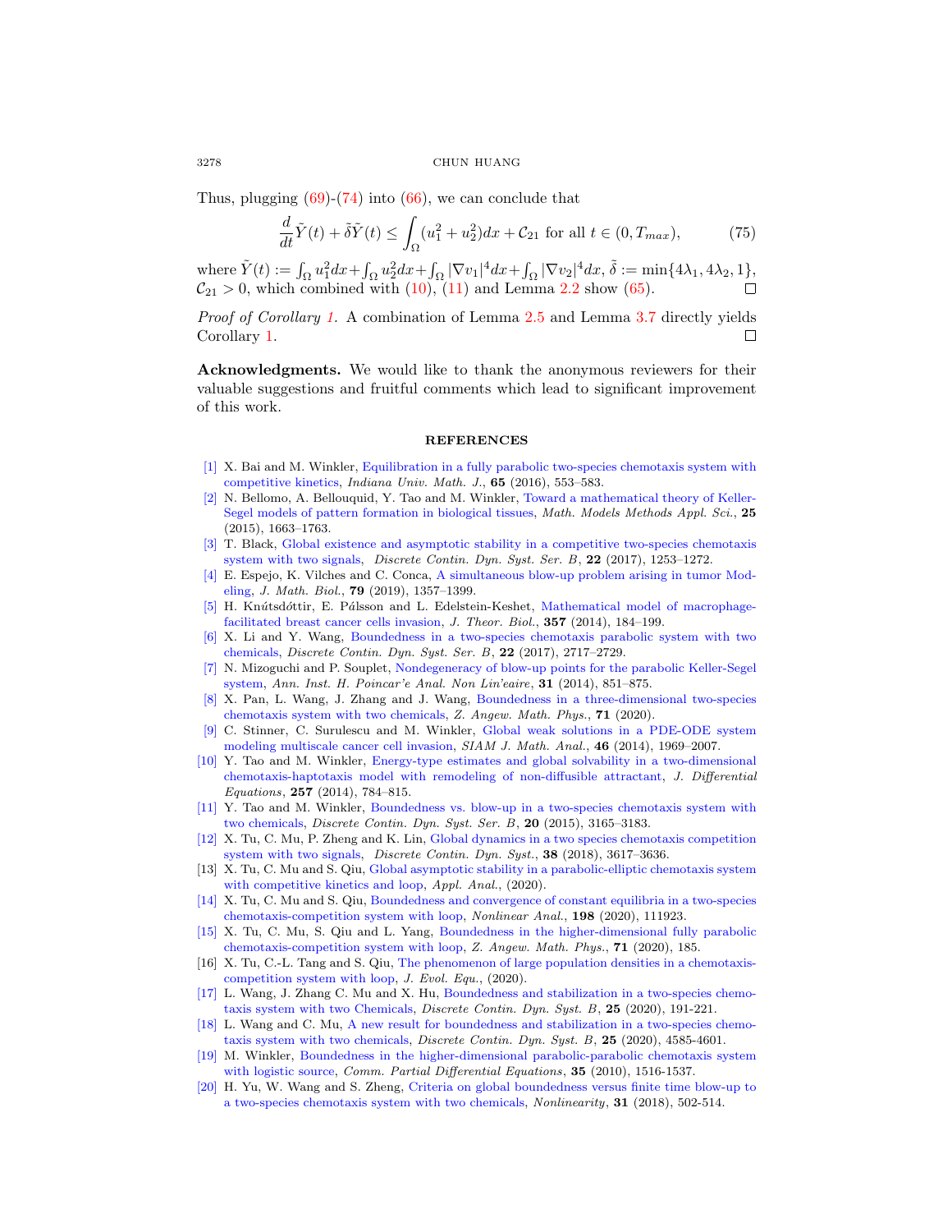Thus, plugging (69)-(74) into (66), we can conclude that

$$\frac{d}{dt}\tilde{Y}(t) + \tilde{\delta}\tilde{Y}(t) \leq \int_\Omega (u_1^2 + u_2^2)dx + \mathcal{C}_{21} \text{ for all } t \in (0, T_{max}), \tag{75}$$

where $\tilde{Y}(t) := \int_\Omega u_1^2 dx + \int_\Omega u_2^2 dx + \int_\Omega |\nabla v_1|^4 dx + \int_\Omega |\nabla v_2|^4 dx$, $\tilde{\delta} := \min\{4\lambda_1, 4\lambda_2, 1\}$, $\mathcal{C}_{21} > 0$, which combined with (10), (11) and Lemma 2.2 show (65). □

*Proof of Corollary 1.* A combination of Lemma 2.5 and Lemma 3.7 directly yields Corollary 1. □

**Acknowledgments.** We would like to thank the anonymous reviewers for their valuable suggestions and fruitful comments which lead to significant improvement of this work.

## REFERENCES

[1] X. Bai and M. Winkler, Equilibration in a fully parabolic two-species chemotaxis system with competitive kinetics, *Indiana Univ. Math. J.*, **65** (2016), 553–583.

[2] N. Bellomo, A. Bellouquid, Y. Tao and M. Winkler, Toward a mathematical theory of Keller-Segel models of pattern formation in biological tissues, *Math. Models Methods Appl. Sci.*, **25** (2015), 1663–1763.

[3] T. Black, Global existence and asymptotic stability in a competitive two-species chemotaxis system with two signals, *Discrete Contin. Dyn. Syst. Ser. B*, **22** (2017), 1253–1272.

[4] E. Espejo, K. Vilches and C. Conca, A simultaneous blow-up problem arising in tumor Modeling, *J. Math. Biol.*, **79** (2019), 1357–1399.

[5] H. Knútsdóttir, E. Pálsson and L. Edelstein-Keshet, Mathematical model of macrophage-facilitated breast cancer cells invasion, *J. Theor. Biol.*, **357** (2014), 184–199.

[6] X. Li and Y. Wang, Boundedness in a two-species chemotaxis parabolic system with two chemicals, *Discrete Contin. Dyn. Syst. Ser. B*, **22** (2017), 2717–2729.

[7] N. Mizoguchi and P. Souplet, Nondegeneracy of blow-up points for the parabolic Keller-Segel system, *Ann. Inst. H. Poincar'e Anal. Non Lin'eaire*, **31** (2014), 851–875.

[8] X. Pan, L. Wang, J. Zhang and J. Wang, Boundedness in a three-dimensional two-species chemotaxis system with two chemicals, *Z. Angew. Math. Phys.*, **71** (2020).

[9] C. Stinner, C. Surulescu and M. Winkler, Global weak solutions in a PDE-ODE system modeling multiscale cancer cell invasion, *SIAM J. Math. Anal.*, **46** (2014), 1969–2007.

[10] Y. Tao and M. Winkler, Energy-type estimates and global solvability in a two-dimensional chemotaxis-haptotaxis model with remodeling of non-diffusible attractant, *J. Differential Equations*, **257** (2014), 784–815.

[11] Y. Tao and M. Winkler, Boundedness vs. blow-up in a two-species chemotaxis system with two chemicals, *Discrete Contin. Dyn. Syst. Ser. B*, **20** (2015), 3165–3183.

[12] X. Tu, C. Mu, P. Zheng and K. Lin, Global dynamics in a two species chemotaxis competition system with two signals, *Discrete Contin. Dyn. Syst.*, **38** (2018), 3617–3636.

[13] X. Tu, C. Mu and S. Qiu, Global asymptotic stability in a parabolic-elliptic chemotaxis system with competitive kinetics and loop, *Appl. Anal.*, (2020).

[14] X. Tu, C. Mu and S. Qiu, Boundedness and convergence of constant equilibria in a two-species chemotaxis-competition system with loop, *Nonlinear Anal.*, **198** (2020), 111923.

[15] X. Tu, C. Mu, S. Qiu and L. Yang, Boundedness in the higher-dimensional fully parabolic chemotaxis-competition system with loop, *Z. Angew. Math. Phys.*, **71** (2020), 185.

[16] X. Tu, C.-L. Tang and S. Qiu, The phenomenon of large population densities in a chemotaxis-competition system with loop, *J. Evol. Equ.*, (2020).

[17] L. Wang, J. Zhang C. Mu and X. Hu, Boundedness and stabilization in a two-species chemotaxis system with two Chemicals, *Discrete Contin. Dyn. Syst. B*, **25** (2020), 191-221.

[18] L. Wang and C. Mu, A new result for boundedness and stabilization in a two-species chemotaxis system with two chemicals, *Discrete Contin. Dyn. Syst. B*, **25** (2020), 4585-4601.

[19] M. Winkler, Boundedness in the higher-dimensional parabolic-parabolic chemotaxis system with logistic source, *Comm. Partial Differential Equations*, **35** (2010), 1516-1537.

[20] H. Yu, W. Wang and S. Zheng, Criteria on global boundedness versus finite time blow-up to a two-species chemotaxis system with two chemicals, *Nonlinearity*, **31** (2018), 502-514.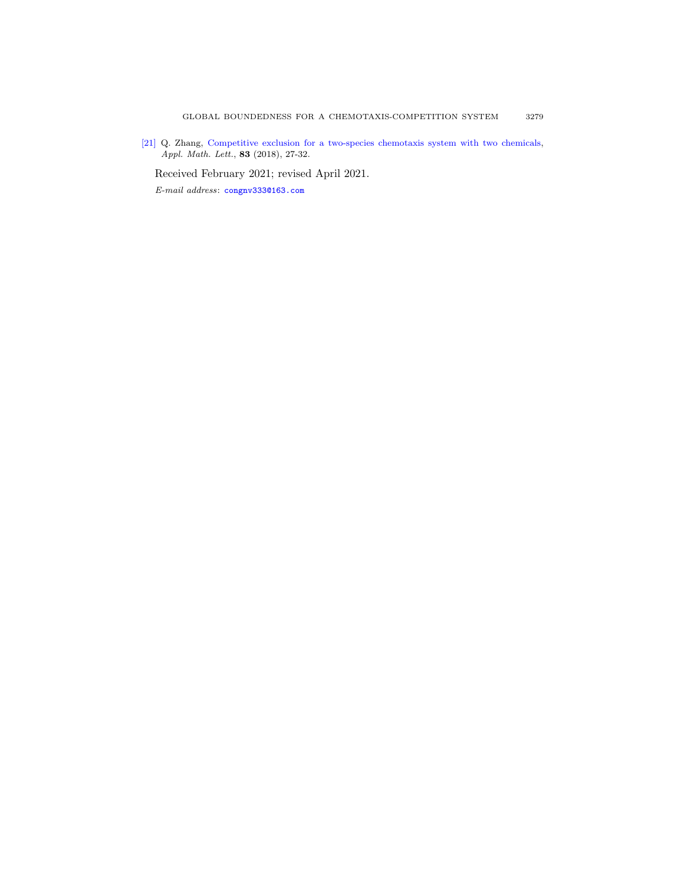[21] Q. Zhang, Competitive exclusion for a two-species chemotaxis system with two chemicals, *Appl. Math. Lett.*, **83** (2018), 27-32.

Received February 2021; revised April 2021.

*E-mail address*: congnv333@163.com